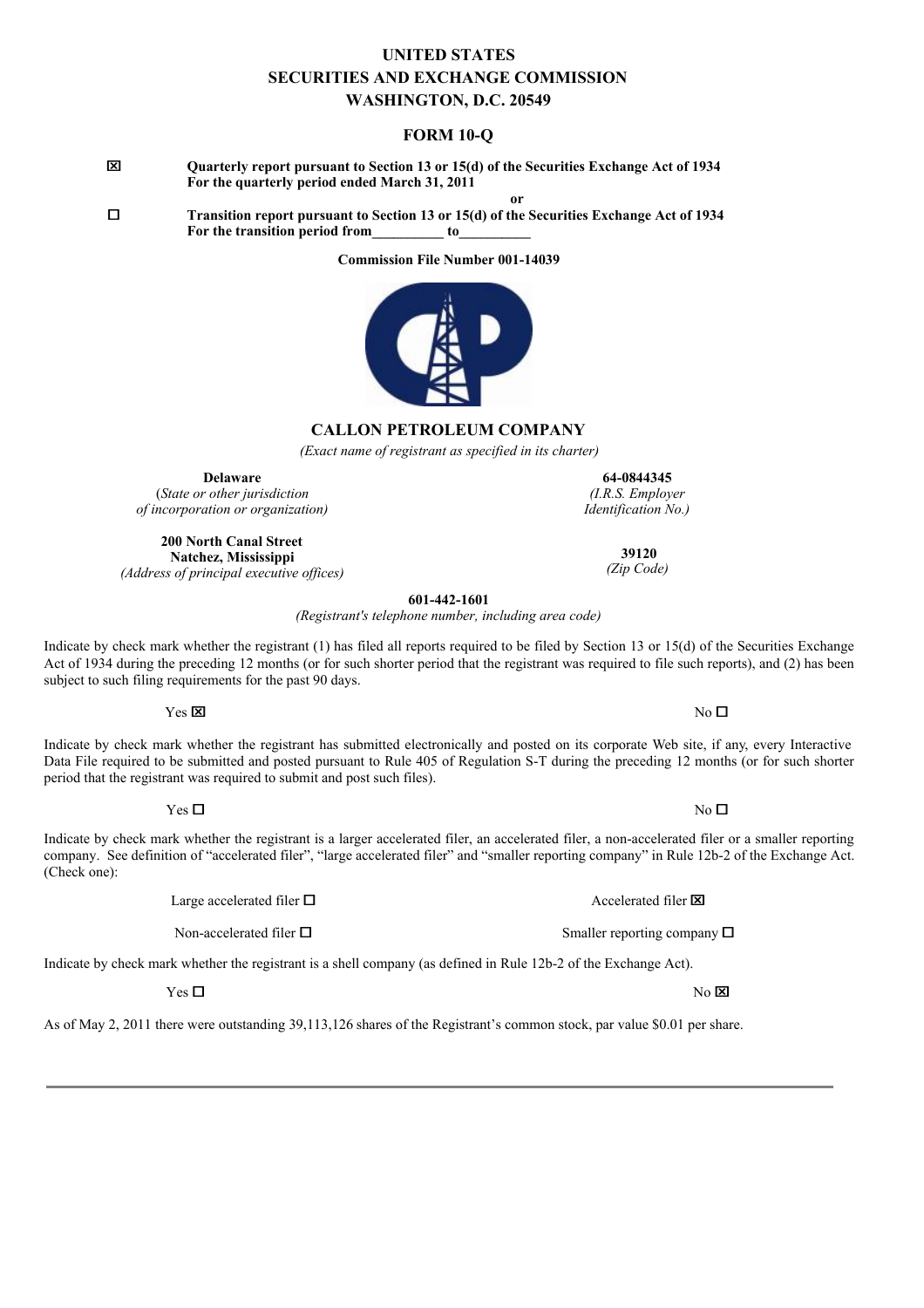# UNITED STATES
# SECURITIES AND EXCHANGE COMMISSION
## WASHINGTON, D.C. 20549

## FORM 10-Q

☒ **Quarterly report pursuant to Section 13 or 15(d) of the Securities Exchange Act of 1934**
**For the quarterly period ended March 31, 2011**

**or**

☐ **Transition report pursuant to Section 13 or 15(d) of the Securities Exchange Act of 1934**
**For the transition period from\_\_\_\_\_\_\_\_\_\_ to\_\_\_\_\_\_\_\_\_\_**

**Commission File Number 001-14039**

## CALLON PETROLEUM COMPANY

*(Exact name of registrant as specified in its charter)*

| **Delaware** | **64-0844345** |
|---|---|
| *(State or other jurisdiction of incorporation or organization)* | *(I.R.S. Employer Identification No.)* |
| **200 North Canal Street Natchez, Mississippi** | **39120** |
| *(Address of principal executive offices)* | *(Zip Code)* |

**601-442-1601**
*(Registrant's telephone number, including area code)*

Indicate by check mark whether the registrant (1) has filed all reports required to be filed by Section 13 or 15(d) of the Securities Exchange Act of 1934 during the preceding 12 months (or for such shorter period that the registrant was required to file such reports), and (2) has been subject to such filing requirements for the past 90 days.

Yes ☒ No ☐

Indicate by check mark whether the registrant has submitted electronically and posted on its corporate Web site, if any, every Interactive Data File required to be submitted and posted pursuant to Rule 405 of Regulation S-T during the preceding 12 months (or for such shorter period that the registrant was required to submit and post such files).

Yes ☐ No ☐

Indicate by check mark whether the registrant is a larger accelerated filer, an accelerated filer, a non-accelerated filer or a smaller reporting company. See definition of "accelerated filer", "large accelerated filer" and "smaller reporting company" in Rule 12b-2 of the Exchange Act. (Check one):

Large accelerated filer ☐ Accelerated filer ☒

Non-accelerated filer ☐ Smaller reporting company ☐

Indicate by check mark whether the registrant is a shell company (as defined in Rule 12b-2 of the Exchange Act).

Yes ☐ No ☒

As of May 2, 2011 there were outstanding 39,113,126 shares of the Registrant's common stock, par value $0.01 per share.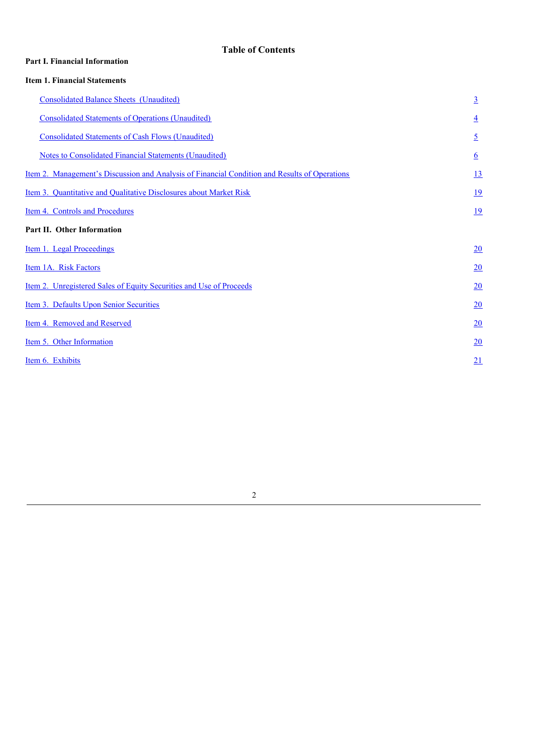# Table of Contents

**Part I. Financial Information**

**Item 1. Financial Statements**

| | |
|---|---|
| Consolidated Balance Sheets (Unaudited) | 3 |
| Consolidated Statements of Operations (Unaudited) | 4 |
| Consolidated Statements of Cash Flows (Unaudited) | 5 |
| Notes to Consolidated Financial Statements (Unaudited) | 6 |
| Item 2. Management's Discussion and Analysis of Financial Condition and Results of Operations | 13 |
| Item 3. Quantitative and Qualitative Disclosures about Market Risk | 19 |
| Item 4. Controls and Procedures | 19 |
| **Part II. Other Information** | |
| Item 1. Legal Proceedings | 20 |
| Item 1A. Risk Factors | 20 |
| Item 2. Unregistered Sales of Equity Securities and Use of Proceeds | 20 |
| Item 3. Defaults Upon Senior Securities | 20 |
| Item 4. Removed and Reserved | 20 |
| Item 5. Other Information | 20 |
| Item 6. Exhibits | 21 |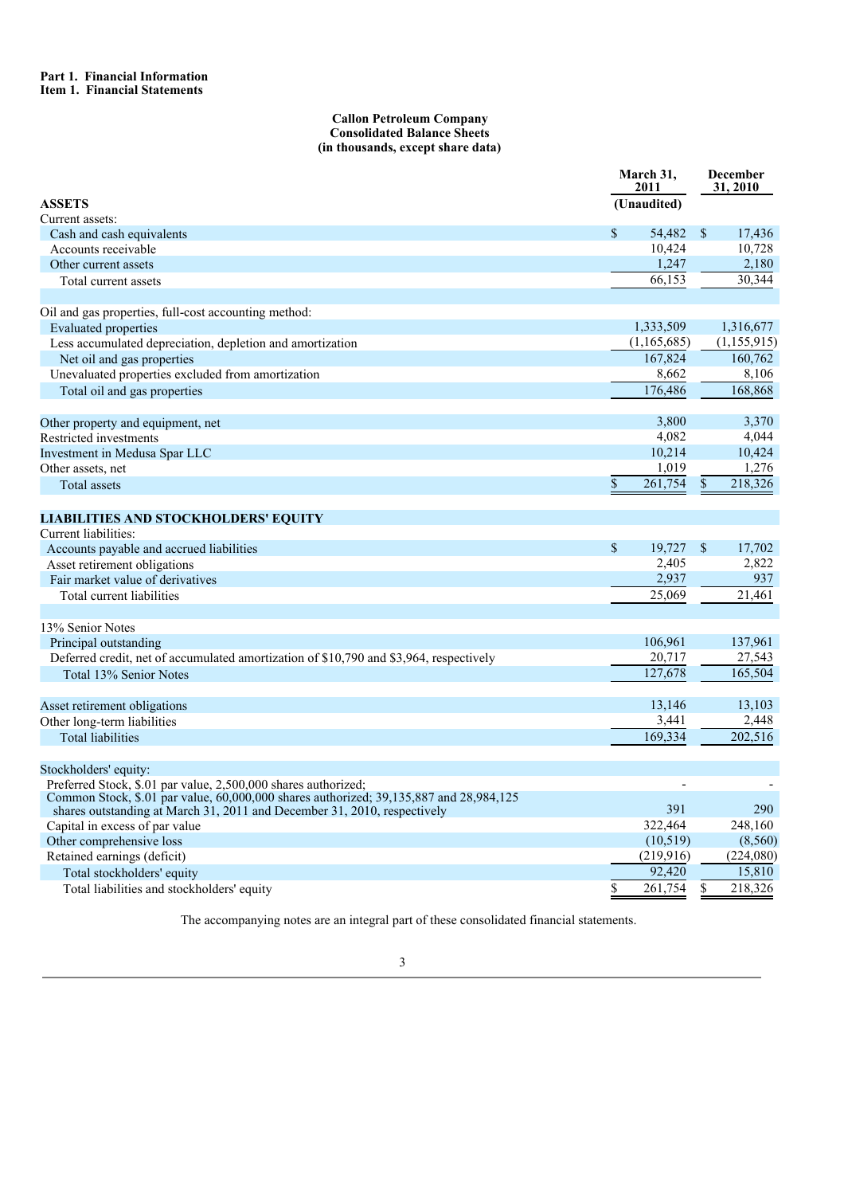**Part 1. Financial Information**
**Item 1. Financial Statements**

**Callon Petroleum Company**
**Consolidated Balance Sheets**
**(in thousands, except share data)**

| | March 31, 2011 | December 31, 2010 |
|---|---|---|
| **ASSETS** | (Unaudited) | |
| Current assets: | | |
| Cash and cash equivalents | $ 54,482 | $ 17,436 |
| Accounts receivable | 10,424 | 10,728 |
| Other current assets | 1,247 | 2,180 |
| Total current assets | 66,153 | 30,344 |
| | | |
| Oil and gas properties, full-cost accounting method: | | |
| Evaluated properties | 1,333,509 | 1,316,677 |
| Less accumulated depreciation, depletion and amortization | (1,165,685) | (1,155,915) |
| Net oil and gas properties | 167,824 | 160,762 |
| Unevaluated properties excluded from amortization | 8,662 | 8,106 |
| Total oil and gas properties | 176,486 | 168,868 |
| | | |
| Other property and equipment, net | 3,800 | 3,370 |
| Restricted investments | 4,082 | 4,044 |
| Investment in Medusa Spar LLC | 10,214 | 10,424 |
| Other assets, net | 1,019 | 1,276 |
| Total assets | $ 261,754 | $ 218,326 |
| | | |
| **LIABILITIES AND STOCKHOLDERS' EQUITY** | | |
| Current liabilities: | | |
| Accounts payable and accrued liabilities | $ 19,727 | $ 17,702 |
| Asset retirement obligations | 2,405 | 2,822 |
| Fair market value of derivatives | 2,937 | 937 |
| Total current liabilities | 25,069 | 21,461 |
| | | |
| 13% Senior Notes | | |
| Principal outstanding | 106,961 | 137,961 |
| Deferred credit, net of accumulated amortization of $10,790 and $3,964, respectively | 20,717 | 27,543 |
| Total 13% Senior Notes | 127,678 | 165,504 |
| | | |
| Asset retirement obligations | 13,146 | 13,103 |
| Other long-term liabilities | 3,441 | 2,448 |
| Total liabilities | 169,334 | 202,516 |
| | | |
| Stockholders' equity: | | |
| Preferred Stock, $.01 par value, 2,500,000 shares authorized; | - | - |
| Common Stock, $.01 par value, 60,000,000 shares authorized; 39,135,887 and 28,984,125 shares outstanding at March 31, 2011 and December 31, 2010, respectively | 391 | 290 |
| Capital in excess of par value | 322,464 | 248,160 |
| Other comprehensive loss | (10,519) | (8,560) |
| Retained earnings (deficit) | (219,916) | (224,080) |
| Total stockholders' equity | 92,420 | 15,810 |
| Total liabilities and stockholders' equity | $ 261,754 | $ 218,326 |

The accompanying notes are an integral part of these consolidated financial statements.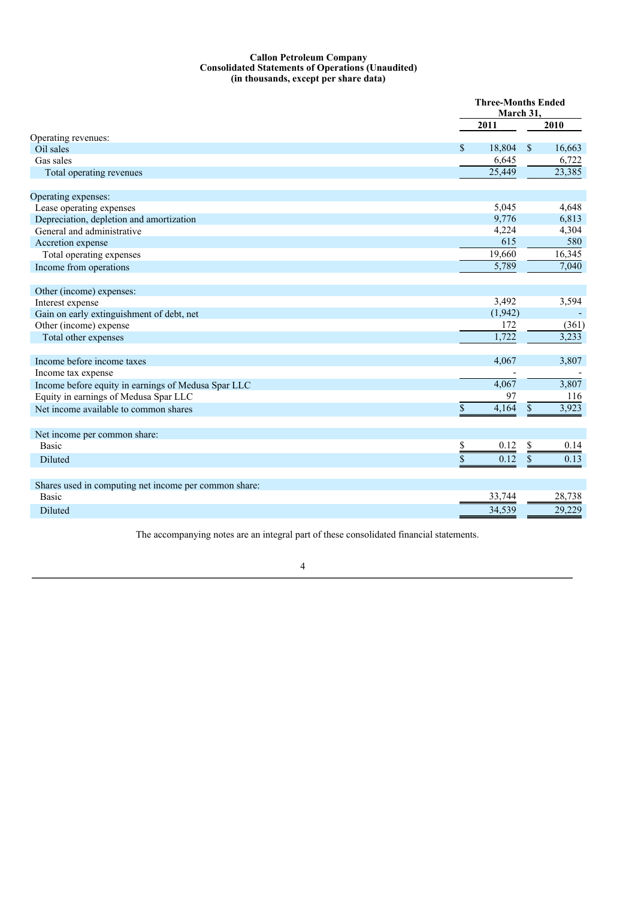# Callon Petroleum Company
## Consolidated Statements of Operations (Unaudited)
### (in thousands, except per share data)

| | Three-Months Ended March 31, | |
|---|---|---|
| | 2011 | 2010 |
| Operating revenues: | | |
| Oil sales | $ 18,804 | $ 16,663 |
| Gas sales | 6,645 | 6,722 |
| Total operating revenues | 25,449 | 23,385 |
| | | |
| Operating expenses: | | |
| Lease operating expenses | 5,045 | 4,648 |
| Depreciation, depletion and amortization | 9,776 | 6,813 |
| General and administrative | 4,224 | 4,304 |
| Accretion expense | 615 | 580 |
| Total operating expenses | 19,660 | 16,345 |
| Income from operations | 5,789 | 7,040 |
| | | |
| Other (income) expenses: | | |
| Interest expense | 3,492 | 3,594 |
| Gain on early extinguishment of debt, net | (1,942) | - |
| Other (income) expense | 172 | (361) |
| Total other expenses | 1,722 | 3,233 |
| | | |
| Income before income taxes | 4,067 | 3,807 |
| Income tax expense | - | - |
| Income before equity in earnings of Medusa Spar LLC | 4,067 | 3,807 |
| Equity in earnings of Medusa Spar LLC | 97 | 116 |
| Net income available to common shares | $ 4,164 | $ 3,923 |
| | | |
| Net income per common share: | | |
| Basic | $ 0.12 | $ 0.14 |
| Diluted | $ 0.12 | $ 0.13 |
| | | |
| Shares used in computing net income per common share: | | |
| Basic | 33,744 | 28,738 |
| Diluted | 34,539 | 29,229 |

The accompanying notes are an integral part of these consolidated financial statements.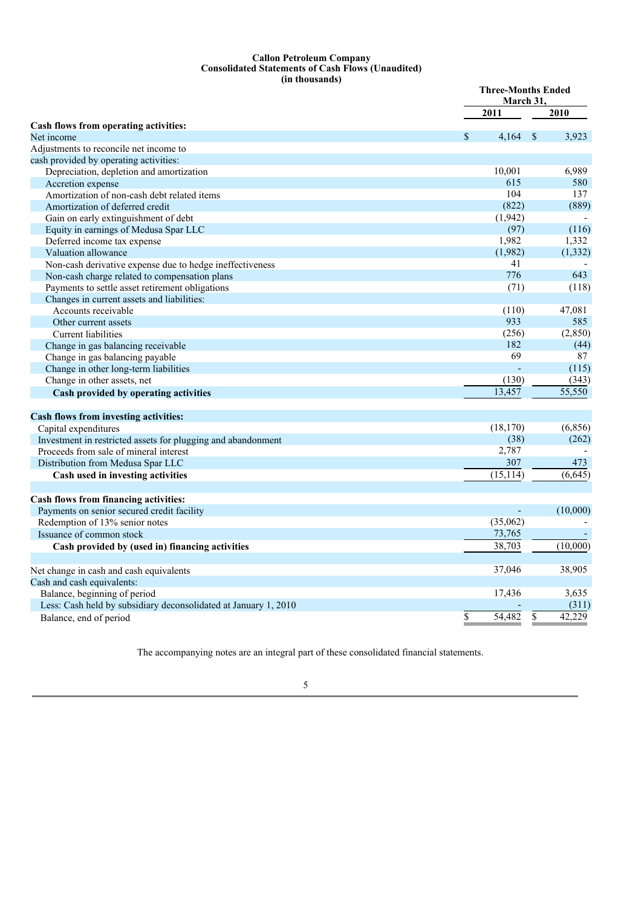**Callon Petroleum Company**
**Consolidated Statements of Cash Flows (Unaudited)**
**(in thousands)**

| | Three-Months Ended March 31, | |
|---|---|---|
| | 2011 | 2010 |
| **Cash flows from operating activities:** | | |
| Net income | $ 4,164 | $ 3,923 |
| Adjustments to reconcile net income to cash provided by operating activities: | | |
| Depreciation, depletion and amortization | 10,001 | 6,989 |
| Accretion expense | 615 | 580 |
| Amortization of non-cash debt related items | 104 | 137 |
| Amortization of deferred credit | (822) | (889) |
| Gain on early extinguishment of debt | (1,942) | - |
| Equity in earnings of Medusa Spar LLC | (97) | (116) |
| Deferred income tax expense | 1,982 | 1,332 |
| Valuation allowance | (1,982) | (1,332) |
| Non-cash derivative expense due to hedge ineffectiveness | 41 | - |
| Non-cash charge related to compensation plans | 776 | 643 |
| Payments to settle asset retirement obligations | (71) | (118) |
| Changes in current assets and liabilities: | | |
| Accounts receivable | (110) | 47,081 |
| Other current assets | 933 | 585 |
| Current liabilities | (256) | (2,850) |
| Change in gas balancing receivable | 182 | (44) |
| Change in gas balancing payable | 69 | 87 |
| Change in other long-term liabilities | - | (115) |
| Change in other assets, net | (130) | (343) |
| **Cash provided by operating activities** | 13,457 | 55,550 |
| **Cash flows from investing activities:** | | |
| Capital expenditures | (18,170) | (6,856) |
| Investment in restricted assets for plugging and abandonment | (38) | (262) |
| Proceeds from sale of mineral interest | 2,787 | - |
| Distribution from Medusa Spar LLC | 307 | 473 |
| **Cash used in investing activities** | (15,114) | (6,645) |
| **Cash flows from financing activities:** | | |
| Payments on senior secured credit facility | - | (10,000) |
| Redemption of 13% senior notes | (35,062) | - |
| Issuance of common stock | 73,765 | - |
| **Cash provided by (used in) financing activities** | 38,703 | (10,000) |
| Net change in cash and cash equivalents | 37,046 | 38,905 |
| Cash and cash equivalents: | | |
| Balance, beginning of period | 17,436 | 3,635 |
| Less: Cash held by subsidiary deconsolidated at January 1, 2010 | - | (311) |
| Balance, end of period | $ 54,482 | $ 42,229 |

The accompanying notes are an integral part of these consolidated financial statements.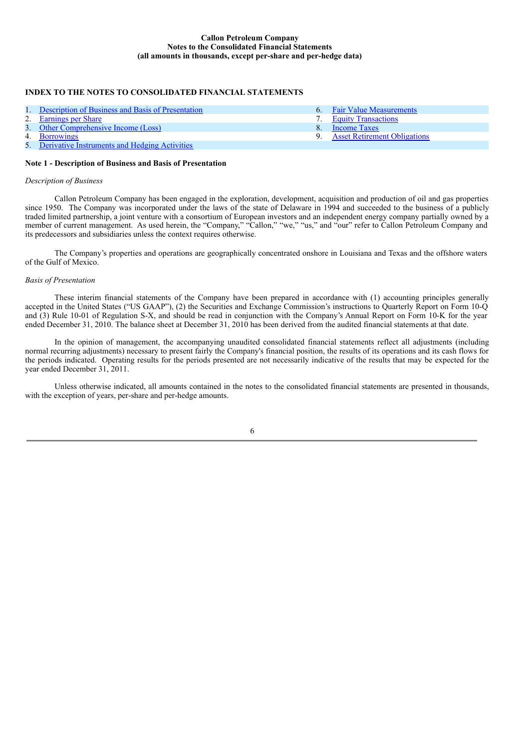**Callon Petroleum Company**
**Notes to the Consolidated Financial Statements**
**(all amounts in thousands, except per-share and per-hedge data)**

## INDEX TO THE NOTES TO CONSOLIDATED FINANCIAL STATEMENTS

| | |
|---|---|
| 1. Description of Business and Basis of Presentation | 6. Fair Value Measurements |
| 2. Earnings per Share | 7. Equity Transactions |
| 3. Other Comprehensive Income (Loss) | 8. Income Taxes |
| 4. Borrowings | 9. Asset Retirement Obligations |
| 5. Derivative Instruments and Hedging Activities | |

### Note 1 - Description of Business and Basis of Presentation

*Description of Business*

Callon Petroleum Company has been engaged in the exploration, development, acquisition and production of oil and gas properties since 1950. The Company was incorporated under the laws of the state of Delaware in 1994 and succeeded to the business of a publicly traded limited partnership, a joint venture with a consortium of European investors and an independent energy company partially owned by a member of current management. As used herein, the "Company," "Callon," "we," "us," and "our" refer to Callon Petroleum Company and its predecessors and subsidiaries unless the context requires otherwise.

The Company's properties and operations are geographically concentrated onshore in Louisiana and Texas and the offshore waters of the Gulf of Mexico.

*Basis of Presentation*

These interim financial statements of the Company have been prepared in accordance with (1) accounting principles generally accepted in the United States ("US GAAP"), (2) the Securities and Exchange Commission's instructions to Quarterly Report on Form 10-Q and (3) Rule 10-01 of Regulation S-X, and should be read in conjunction with the Company's Annual Report on Form 10-K for the year ended December 31, 2010. The balance sheet at December 31, 2010 has been derived from the audited financial statements at that date.

In the opinion of management, the accompanying unaudited consolidated financial statements reflect all adjustments (including normal recurring adjustments) necessary to present fairly the Company's financial position, the results of its operations and its cash flows for the periods indicated. Operating results for the periods presented are not necessarily indicative of the results that may be expected for the year ended December 31, 2011.

Unless otherwise indicated, all amounts contained in the notes to the consolidated financial statements are presented in thousands, with the exception of years, per-share and per-hedge amounts.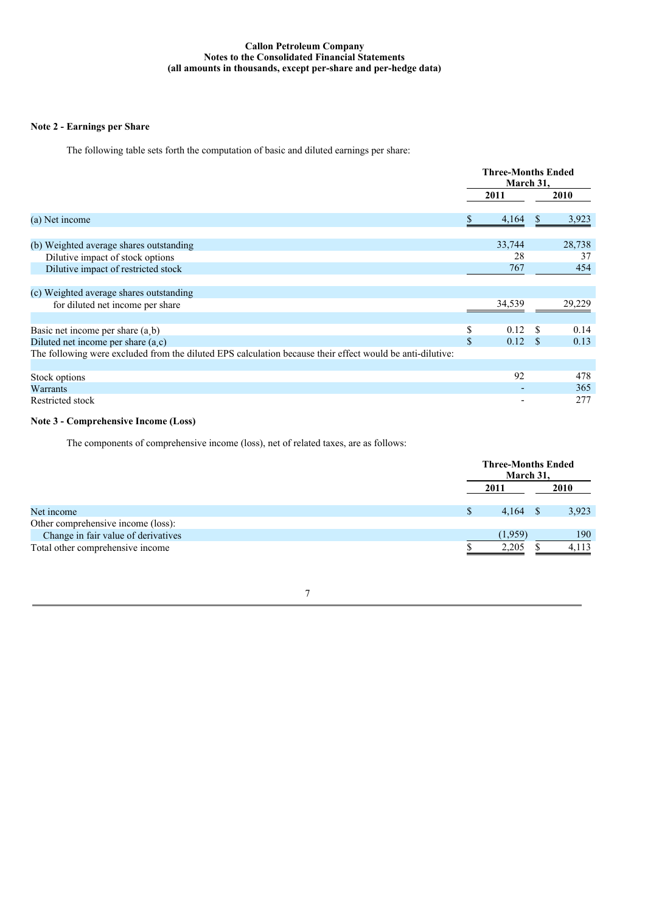**Callon Petroleum Company**
**Notes to the Consolidated Financial Statements**
**(all amounts in thousands, except per-share and per-hedge data)**

**Note 2 - Earnings per Share**

The following table sets forth the computation of basic and diluted earnings per share:

| | Three-Months Ended March 31, | |
|---|---|---|
| | 2011 | 2010 |
| (a) Net income | $ 4,164 | $ 3,923 |
| | | |
| (b) Weighted average shares outstanding | 33,744 | 28,738 |
| Dilutive impact of stock options | 28 | 37 |
| Dilutive impact of restricted stock | 767 | 454 |
| | | |
| (c) Weighted average shares outstanding for diluted net income per share | 34,539 | 29,229 |
| | | |
| Basic net income per share (a,b) | $ 0.12 | $ 0.14 |
| Diluted net income per share (a,c) | $ 0.12 | $ 0.13 |
| The following were excluded from the diluted EPS calculation because their effect would be anti-dilutive: | | |
| | | |
| Stock options | 92 | 478 |
| Warrants | - | 365 |
| Restricted stock | - | 277 |

**Note 3 - Comprehensive Income (Loss)**

The components of comprehensive income (loss), net of related taxes, are as follows:

| | Three-Months Ended March 31, | |
|---|---|---|
| | 2011 | 2010 |
| Net income | $ 4,164 | $ 3,923 |
| Other comprehensive income (loss): | | |
| Change in fair value of derivatives | (1,959) | 190 |
| Total other comprehensive income | $ 2,205 | $ 4,113 |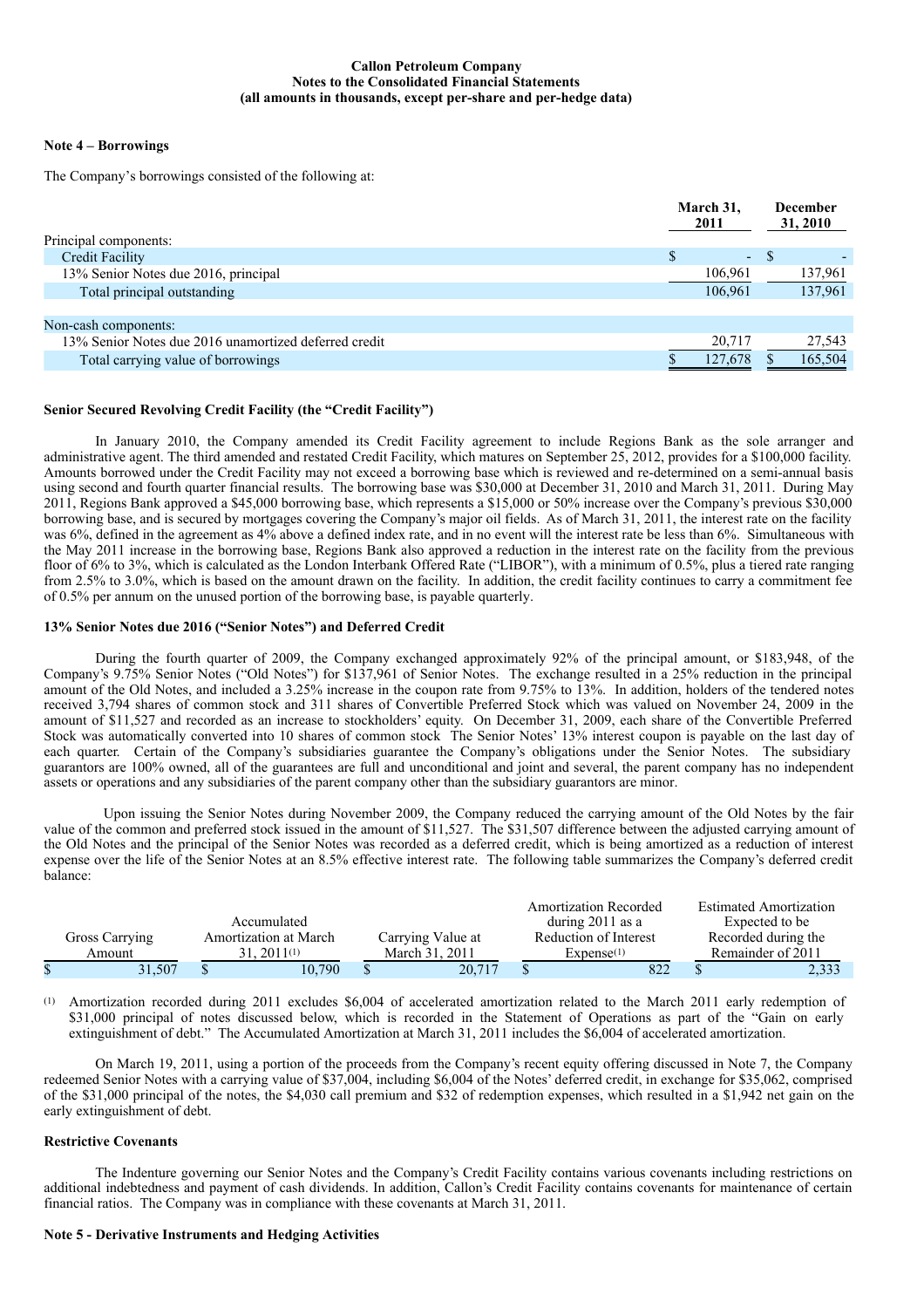**Callon Petroleum Company**
**Notes to the Consolidated Financial Statements**
**(all amounts in thousands, except per-share and per-hedge data)**

## Note 4 – Borrowings

The Company's borrowings consisted of the following at:

| | March 31, 2011 | December 31, 2010 |
|---|---|---|
| Principal components: | | |
| Credit Facility | $ - | $ - |
| 13% Senior Notes due 2016, principal | 106,961 | 137,961 |
| Total principal outstanding | 106,961 | 137,961 |
| | | |
| Non-cash components: | | |
| 13% Senior Notes due 2016 unamortized deferred credit | 20,717 | 27,543 |
| Total carrying value of borrowings | $ 127,678 | $ 165,504 |

### Senior Secured Revolving Credit Facility (the "Credit Facility")

In January 2010, the Company amended its Credit Facility agreement to include Regions Bank as the sole arranger and administrative agent. The third amended and restated Credit Facility, which matures on September 25, 2012, provides for a $100,000 facility. Amounts borrowed under the Credit Facility may not exceed a borrowing base which is reviewed and re-determined on a semi-annual basis using second and fourth quarter financial results. The borrowing base was $30,000 at December 31, 2010 and March 31, 2011. During May 2011, Regions Bank approved a $45,000 borrowing base, which represents a $15,000 or 50% increase over the Company's previous $30,000 borrowing base, and is secured by mortgages covering the Company's major oil fields. As of March 31, 2011, the interest rate on the facility was 6%, defined in the agreement as 4% above a defined index rate, and in no event will the interest rate be less than 6%. Simultaneous with the May 2011 increase in the borrowing base, Regions Bank also approved a reduction in the interest rate on the facility from the previous floor of 6% to 3%, which is calculated as the London Interbank Offered Rate ("LIBOR"), with a minimum of 0.5%, plus a tiered rate ranging from 2.5% to 3.0%, which is based on the amount drawn on the facility. In addition, the credit facility continues to carry a commitment fee of 0.5% per annum on the unused portion of the borrowing base, is payable quarterly.

### 13% Senior Notes due 2016 ("Senior Notes") and Deferred Credit

During the fourth quarter of 2009, the Company exchanged approximately 92% of the principal amount, or $183,948, of the Company's 9.75% Senior Notes ("Old Notes") for $137,961 of Senior Notes. The exchange resulted in a 25% reduction in the principal amount of the Old Notes, and included a 3.25% increase in the coupon rate from 9.75% to 13%. In addition, holders of the tendered notes received 3,794 shares of common stock and 311 shares of Convertible Preferred Stock which was valued on November 24, 2009 in the amount of $11,527 and recorded as an increase to stockholders' equity. On December 31, 2009, each share of the Convertible Preferred Stock was automatically converted into 10 shares of common stock The Senior Notes' 13% interest coupon is payable on the last day of each quarter. Certain of the Company's subsidiaries guarantee the Company's obligations under the Senior Notes. The subsidiary guarantors are 100% owned, all of the guarantees are full and unconditional and joint and several, the parent company has no independent assets or operations and any subsidiaries of the parent company other than the subsidiary guarantors are minor.

Upon issuing the Senior Notes during November 2009, the Company reduced the carrying amount of the Old Notes by the fair value of the common and preferred stock issued in the amount of $11,527. The $31,507 difference between the adjusted carrying amount of the Old Notes and the principal of the Senior Notes was recorded as a deferred credit, which is being amortized as a reduction of interest expense over the life of the Senior Notes at an 8.5% effective interest rate. The following table summarizes the Company's deferred credit balance:

| Gross Carrying Amount | Accumulated Amortization at March 31, 2011[(1)] | Carrying Value at March 31, 2011 | Amortization Recorded during 2011 as a Reduction of Interest Expense[(1)] | Estimated Amortization Expected to be Recorded during the Remainder of 2011 |
|---|---|---|---|---|
| $ 31,507 | $ 10,790 | $ 20,717 | $ 822 | $ 2,333 |

(1) Amortization recorded during 2011 excludes $6,004 of accelerated amortization related to the March 2011 early redemption of $31,000 principal of notes discussed below, which is recorded in the Statement of Operations as part of the "Gain on early extinguishment of debt." The Accumulated Amortization at March 31, 2011 includes the $6,004 of accelerated amortization.

On March 19, 2011, using a portion of the proceeds from the Company's recent equity offering discussed in Note 7, the Company redeemed Senior Notes with a carrying value of $37,004, including $6,004 of the Notes' deferred credit, in exchange for $35,062, comprised of the $31,000 principal of the notes, the $4,030 call premium and $32 of redemption expenses, which resulted in a $1,942 net gain on the early extinguishment of debt.

### Restrictive Covenants

The Indenture governing our Senior Notes and the Company's Credit Facility contains various covenants including restrictions on additional indebtedness and payment of cash dividends. In addition, Callon's Credit Facility contains covenants for maintenance of certain financial ratios. The Company was in compliance with these covenants at March 31, 2011.

## Note 5 - Derivative Instruments and Hedging Activities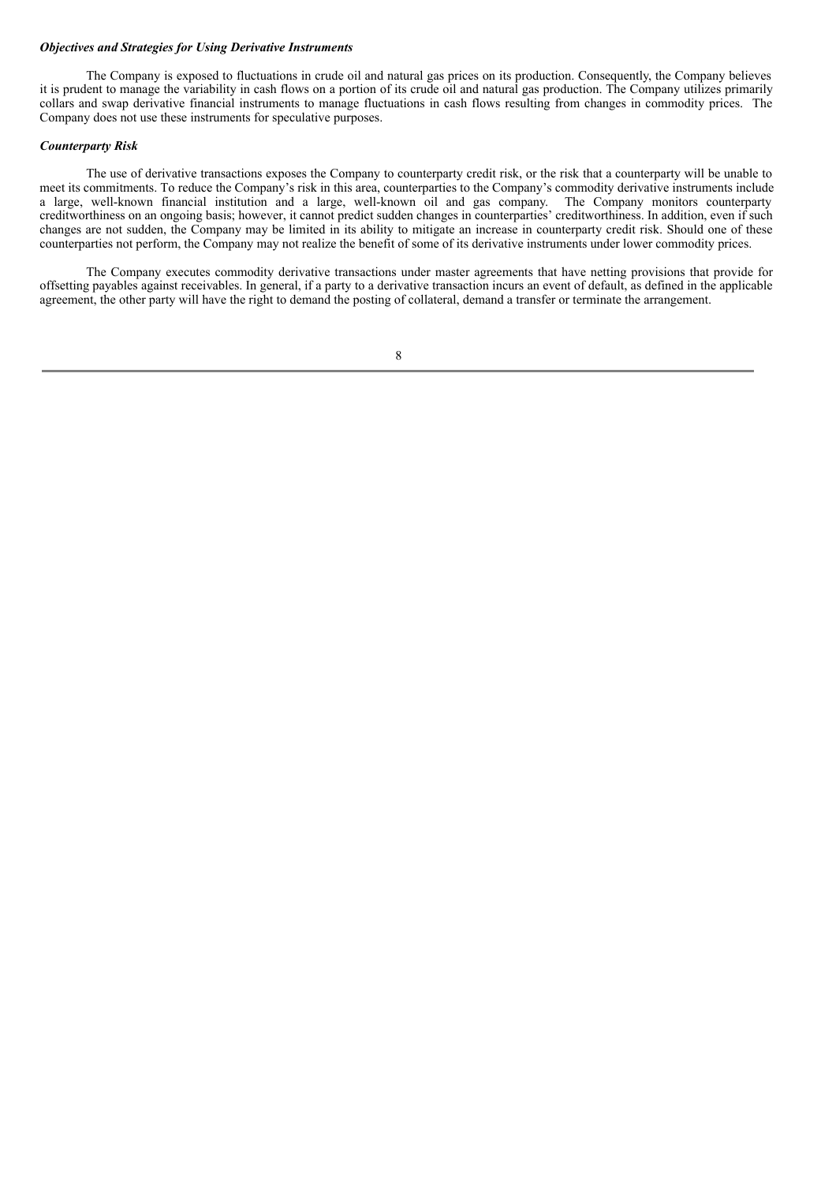***Objectives and Strategies for Using Derivative Instruments***

The Company is exposed to fluctuations in crude oil and natural gas prices on its production. Consequently, the Company believes it is prudent to manage the variability in cash flows on a portion of its crude oil and natural gas production. The Company utilizes primarily collars and swap derivative financial instruments to manage fluctuations in cash flows resulting from changes in commodity prices. The Company does not use these instruments for speculative purposes.

***Counterparty Risk***

The use of derivative transactions exposes the Company to counterparty credit risk, or the risk that a counterparty will be unable to meet its commitments. To reduce the Company's risk in this area, counterparties to the Company's commodity derivative instruments include a large, well-known financial institution and a large, well-known oil and gas company. The Company monitors counterparty creditworthiness on an ongoing basis; however, it cannot predict sudden changes in counterparties' creditworthiness. In addition, even if such changes are not sudden, the Company may be limited in its ability to mitigate an increase in counterparty credit risk. Should one of these counterparties not perform, the Company may not realize the benefit of some of its derivative instruments under lower commodity prices.

The Company executes commodity derivative transactions under master agreements that have netting provisions that provide for offsetting payables against receivables. In general, if a party to a derivative transaction incurs an event of default, as defined in the applicable agreement, the other party will have the right to demand the posting of collateral, demand a transfer or terminate the arrangement.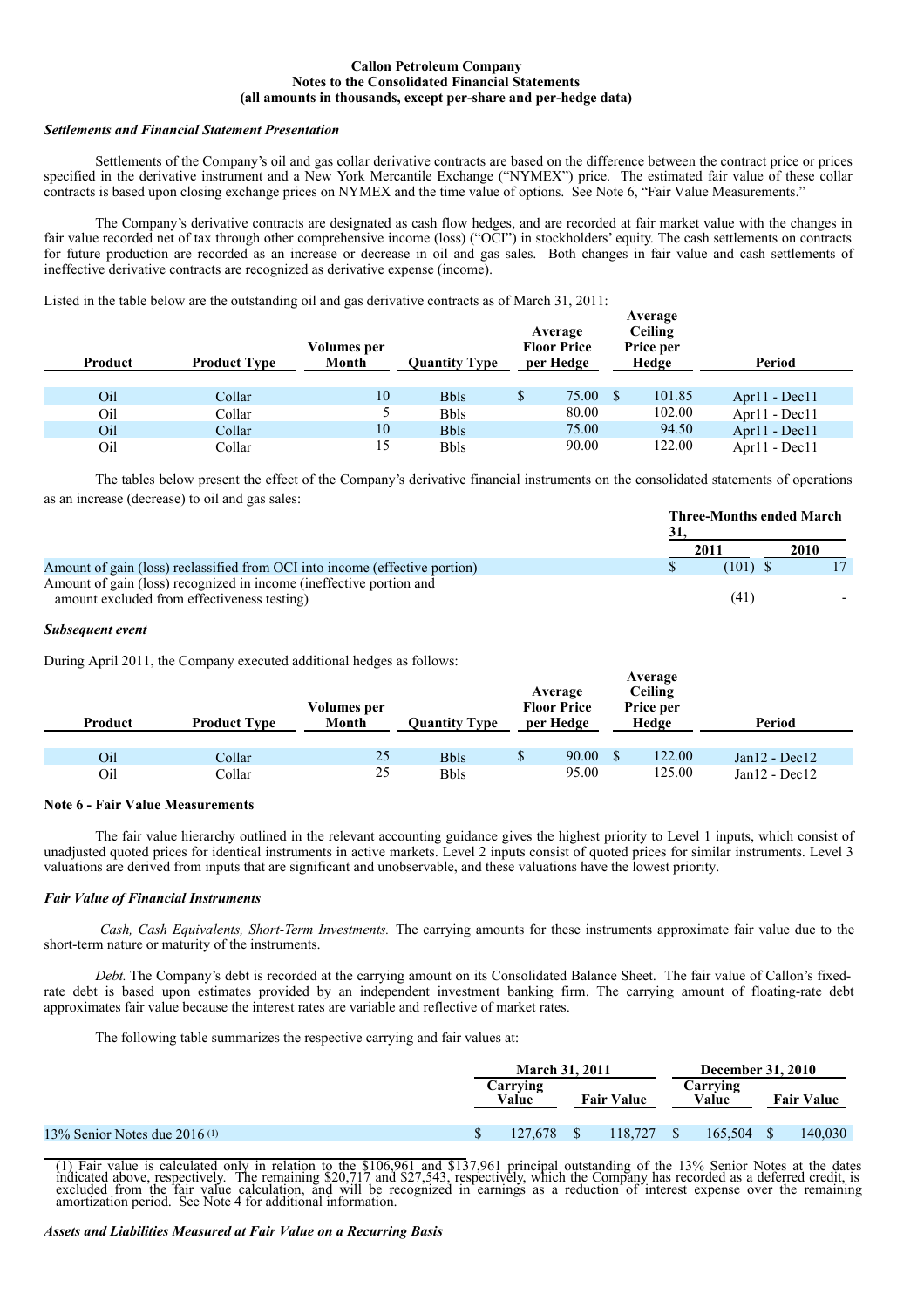**Callon Petroleum Company**
**Notes to the Consolidated Financial Statements**
**(all amounts in thousands, except per-share and per-hedge data)**

***Settlements and Financial Statement Presentation***

Settlements of the Company's oil and gas collar derivative contracts are based on the difference between the contract price or prices specified in the derivative instrument and a New York Mercantile Exchange ("NYMEX") price. The estimated fair value of these collar contracts is based upon closing exchange prices on NYMEX and the time value of options. See Note 6, "Fair Value Measurements."

The Company's derivative contracts are designated as cash flow hedges, and are recorded at fair market value with the changes in fair value recorded net of tax through other comprehensive income (loss) ("OCI") in stockholders' equity. The cash settlements on contracts for future production are recorded as an increase or decrease in oil and gas sales. Both changes in fair value and cash settlements of ineffective derivative contracts are recognized as derivative expense (income).

Listed in the table below are the outstanding oil and gas derivative contracts as of March 31, 2011:

| Product | Product Type | Volumes per Month | Quantity Type | Average Floor Price per Hedge | Average Ceiling Price per Hedge | Period |
|---|---|---|---|---|---|---|
| Oil | Collar | 10 | Bbls | $ 75.00 | $ 101.85 | Apr11 - Dec11 |
| Oil | Collar | 5 | Bbls | 80.00 | 102.00 | Apr11 - Dec11 |
| Oil | Collar | 10 | Bbls | 75.00 | 94.50 | Apr11 - Dec11 |
| Oil | Collar | 15 | Bbls | 90.00 | 122.00 | Apr11 - Dec11 |

The tables below present the effect of the Company's derivative financial instruments on the consolidated statements of operations as an increase (decrease) to oil and gas sales:

| | Three-Months ended March 31, | |
|---|---|---|
| | 2011 | 2010 |
| Amount of gain (loss) reclassified from OCI into income (effective portion) | $ (101) | $ 17 |
| Amount of gain (loss) recognized in income (ineffective portion and amount excluded from effectiveness testing) | (41) | - |

***Subsequent event***

During April 2011, the Company executed additional hedges as follows:

| Product | Product Type | Volumes per Month | Quantity Type | Average Floor Price per Hedge | Average Ceiling Price per Hedge | Period |
|---|---|---|---|---|---|---|
| Oil | Collar | 25 | Bbls | $ 90.00 | $ 122.00 | Jan12 - Dec12 |
| Oil | Collar | 25 | Bbls | 95.00 | 125.00 | Jan12 - Dec12 |

**Note 6 - Fair Value Measurements**

The fair value hierarchy outlined in the relevant accounting guidance gives the highest priority to Level 1 inputs, which consist of unadjusted quoted prices for identical instruments in active markets. Level 2 inputs consist of quoted prices for similar instruments. Level 3 valuations are derived from inputs that are significant and unobservable, and these valuations have the lowest priority.

***Fair Value of Financial Instruments***

*Cash, Cash Equivalents, Short-Term Investments.* The carrying amounts for these instruments approximate fair value due to the short-term nature or maturity of the instruments.

*Debt.* The Company's debt is recorded at the carrying amount on its Consolidated Balance Sheet. The fair value of Callon's fixed-rate debt is based upon estimates provided by an independent investment banking firm. The carrying amount of floating-rate debt approximates fair value because the interest rates are variable and reflective of market rates.

The following table summarizes the respective carrying and fair values at:

| | March 31, 2011 | | December 31, 2010 | |
|---|---|---|---|---|
| | Carrying Value | Fair Value | Carrying Value | Fair Value |
| 13% Senior Notes due 2016 (1) | $ 127,678 | $ 118,727 | $ 165,504 | $ 140,030 |

(1) Fair value is calculated only in relation to the $106,961 and $137,961 principal outstanding of the 13% Senior Notes at the dates indicated above, respectively. The remaining $20,717 and $27,543, respectively, which the Company has recorded as a deferred credit, is excluded from the fair value calculation, and will be recognized in earnings as a reduction of interest expense over the remaining amortization period. See Note 4 for additional information.

***Assets and Liabilities Measured at Fair Value on a Recurring Basis***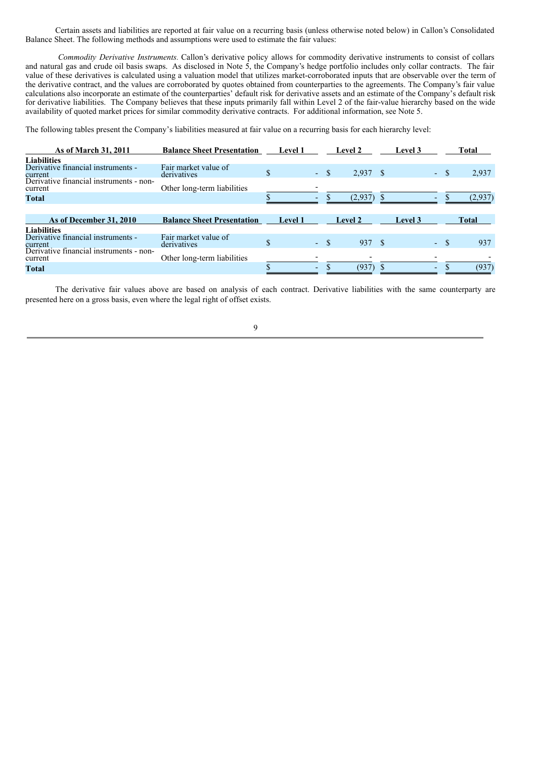Certain assets and liabilities are reported at fair value on a recurring basis (unless otherwise noted below) in Callon's Consolidated Balance Sheet. The following methods and assumptions were used to estimate the fair values:

*Commodity Derivative Instruments.* Callon's derivative policy allows for commodity derivative instruments to consist of collars and natural gas and crude oil basis swaps. As disclosed in Note 5, the Company's hedge portfolio includes only collar contracts. The fair value of these derivatives is calculated using a valuation model that utilizes market-corroborated inputs that are observable over the term of the derivative contract, and the values are corroborated by quotes obtained from counterparties to the agreements. The Company's fair value calculations also incorporate an estimate of the counterparties' default risk for derivative assets and an estimate of the Company's default risk for derivative liabilities. The Company believes that these inputs primarily fall within Level 2 of the fair-value hierarchy based on the wide availability of quoted market prices for similar commodity derivative contracts. For additional information, see Note 5.

The following tables present the Company's liabilities measured at fair value on a recurring basis for each hierarchy level:

| As of March 31, 2011 | Balance Sheet Presentation | Level 1 | Level 2 | Level 3 | Total |
|---|---|---|---|---|---|
| **Liabilities** | | | | | |
| Derivative financial instruments - current | Fair market value of derivatives | $ - | $ 2,937 | $ - | $ 2,937 |
| Derivative financial instruments - non-current | Other long-term liabilities | - | | | |
| **Total** | | $ - | $ (2,937) | $ - | $ (2,937) |

| As of December 31, 2010 | Balance Sheet Presentation | Level 1 | Level 2 | Level 3 | Total |
|---|---|---|---|---|---|
| **Liabilities** | | | | | |
| Derivative financial instruments - current | Fair market value of derivatives | $ - | $ 937 | $ - | $ 937 |
| Derivative financial instruments - non-current | Other long-term liabilities | - | - | - | - |
| **Total** | | $ - | $ (937) | $ - | $ (937) |

The derivative fair values above are based on analysis of each contract. Derivative liabilities with the same counterparty are presented here on a gross basis, even where the legal right of offset exists.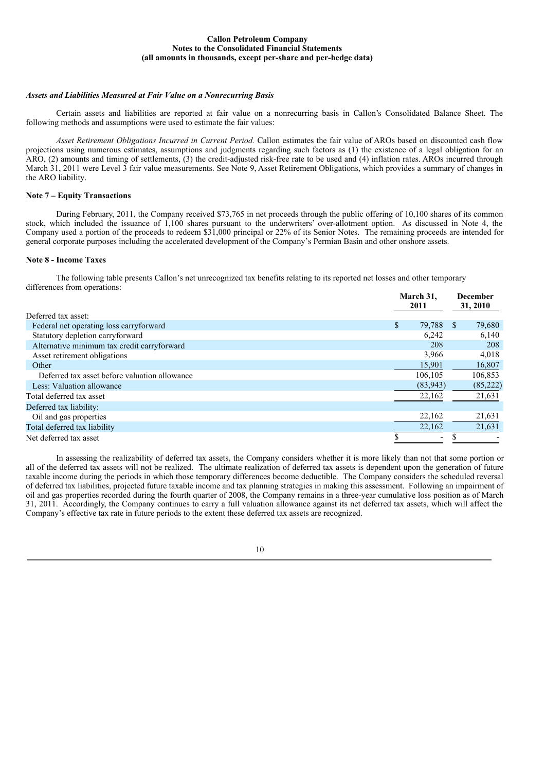### *Assets and Liabilities Measured at Fair Value on a Nonrecurring Basis*

Certain assets and liabilities are reported at fair value on a nonrecurring basis in Callon's Consolidated Balance Sheet. The following methods and assumptions were used to estimate the fair values:

*Asset Retirement Obligations Incurred in Current Period.* Callon estimates the fair value of AROs based on discounted cash flow projections using numerous estimates, assumptions and judgments regarding such factors as (1) the existence of a legal obligation for an ARO, (2) amounts and timing of settlements, (3) the credit-adjusted risk-free rate to be used and (4) inflation rates. AROs incurred through March 31, 2011 were Level 3 fair value measurements. See Note 9, Asset Retirement Obligations, which provides a summary of changes in the ARO liability.

### Note 7 – Equity Transactions

During February, 2011, the Company received $73,765 in net proceeds through the public offering of 10,100 shares of its common stock, which included the issuance of 1,100 shares pursuant to the underwriters' over-allotment option. As discussed in Note 4, the Company used a portion of the proceeds to redeem $31,000 principal or 22% of its Senior Notes. The remaining proceeds are intended for general corporate purposes including the accelerated development of the Company's Permian Basin and other onshore assets.

### Note 8 - Income Taxes

The following table presents Callon's net unrecognized tax benefits relating to its reported net losses and other temporary differences from operations:

| | March 31, 2011 | December 31, 2010 |
|---|---|---|
| Deferred tax asset: | | |
| Federal net operating loss carryforward | $ 79,788 | $ 79,680 |
| Statutory depletion carryforward | 6,242 | 6,140 |
| Alternative minimum tax credit carryforward | 208 | 208 |
| Asset retirement obligations | 3,966 | 4,018 |
| Other | 15,901 | 16,807 |
| Deferred tax asset before valuation allowance | 106,105 | 106,853 |
| Less: Valuation allowance | (83,943) | (85,222) |
| Total deferred tax asset | 22,162 | 21,631 |
| Deferred tax liability: | | |
| Oil and gas properties | 22,162 | 21,631 |
| Total deferred tax liability | 22,162 | 21,631 |
| Net deferred tax asset | $ - | $ - |

In assessing the realizability of deferred tax assets, the Company considers whether it is more likely than not that some portion or all of the deferred tax assets will not be realized. The ultimate realization of deferred tax assets is dependent upon the generation of future taxable income during the periods in which those temporary differences become deductible. The Company considers the scheduled reversal of deferred tax liabilities, projected future taxable income and tax planning strategies in making this assessment. Following an impairment of oil and gas properties recorded during the fourth quarter of 2008, the Company remains in a three-year cumulative loss position as of March 31, 2011. Accordingly, the Company continues to carry a full valuation allowance against its net deferred tax assets, which will affect the Company's effective tax rate in future periods to the extent these deferred tax assets are recognized.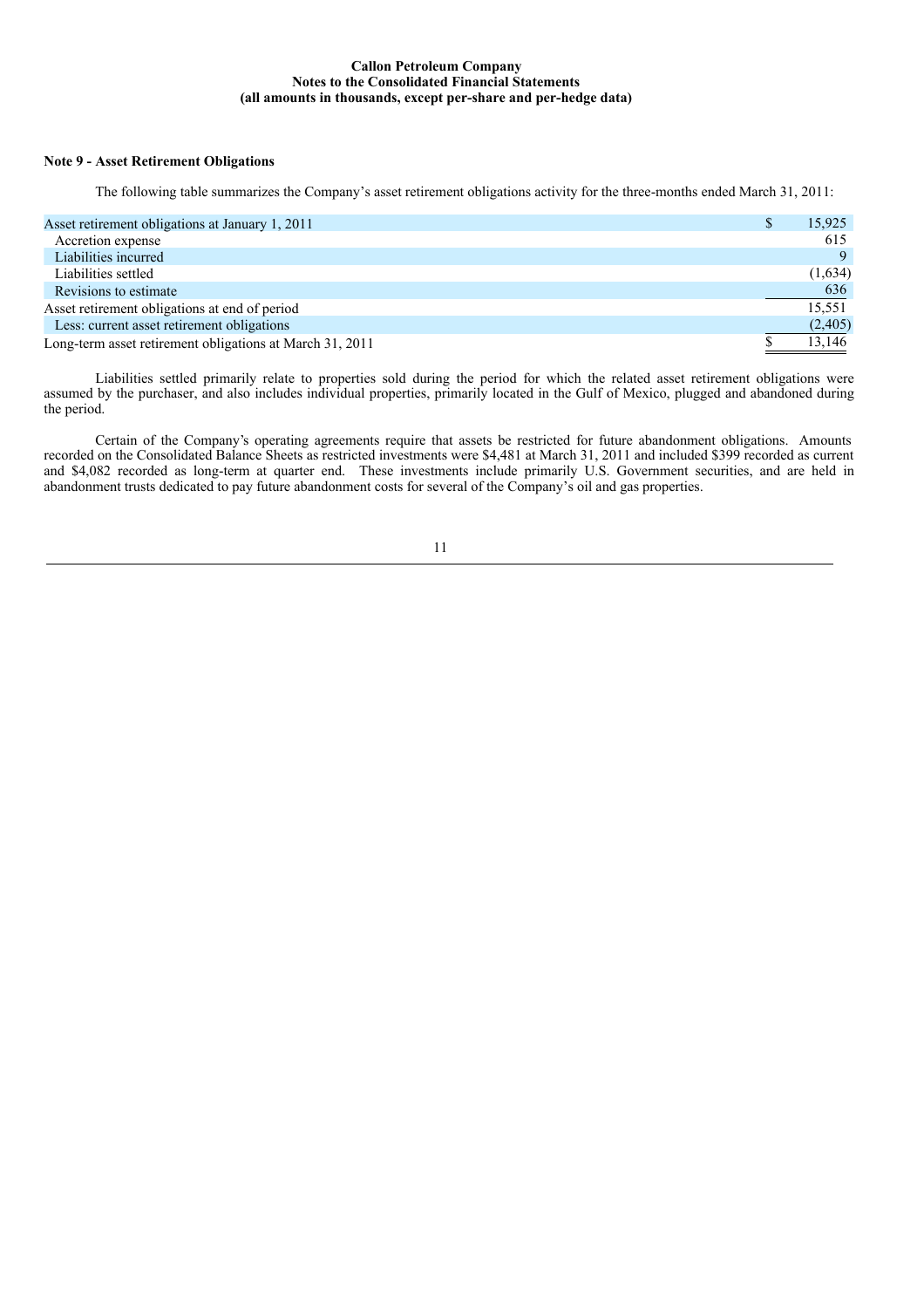**Callon Petroleum Company**
**Notes to the Consolidated Financial Statements**
**(all amounts in thousands, except per-share and per-hedge data)**

**Note 9 - Asset Retirement Obligations**

The following table summarizes the Company's asset retirement obligations activity for the three-months ended March 31, 2011:

| | |
|---|---|
| Asset retirement obligations at January 1, 2011 | $ 15,925 |
| Accretion expense | 615 |
| Liabilities incurred | 9 |
| Liabilities settled | (1,634) |
| Revisions to estimate | 636 |
| Asset retirement obligations at end of period | 15,551 |
| Less: current asset retirement obligations | (2,405) |
| Long-term asset retirement obligations at March 31, 2011 | $ 13,146 |

Liabilities settled primarily relate to properties sold during the period for which the related asset retirement obligations were assumed by the purchaser, and also includes individual properties, primarily located in the Gulf of Mexico, plugged and abandoned during the period.

Certain of the Company's operating agreements require that assets be restricted for future abandonment obligations. Amounts recorded on the Consolidated Balance Sheets as restricted investments were $4,481 at March 31, 2011 and included $399 recorded as current and $4,082 recorded as long-term at quarter end. These investments include primarily U.S. Government securities, and are held in abandonment trusts dedicated to pay future abandonment costs for several of the Company's oil and gas properties.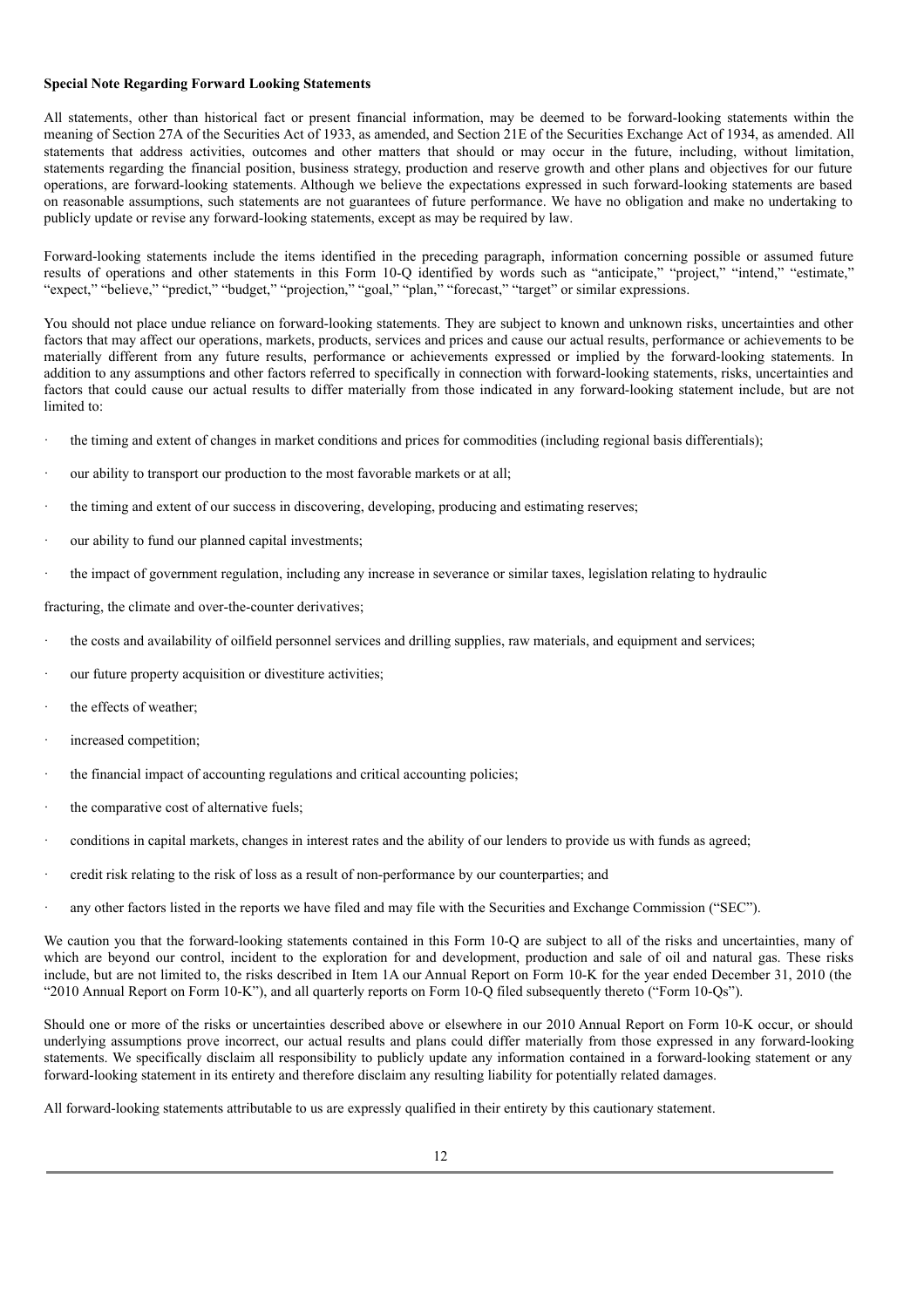**Special Note Regarding Forward Looking Statements**

All statements, other than historical fact or present financial information, may be deemed to be forward-looking statements within the meaning of Section 27A of the Securities Act of 1933, as amended, and Section 21E of the Securities Exchange Act of 1934, as amended. All statements that address activities, outcomes and other matters that should or may occur in the future, including, without limitation, statements regarding the financial position, business strategy, production and reserve growth and other plans and objectives for our future operations, are forward-looking statements. Although we believe the expectations expressed in such forward-looking statements are based on reasonable assumptions, such statements are not guarantees of future performance. We have no obligation and make no undertaking to publicly update or revise any forward-looking statements, except as may be required by law.

Forward-looking statements include the items identified in the preceding paragraph, information concerning possible or assumed future results of operations and other statements in this Form 10-Q identified by words such as "anticipate," "project," "intend," "estimate," "expect," "believe," "predict," "budget," "projection," "goal," "plan," "forecast," "target" or similar expressions.

You should not place undue reliance on forward-looking statements. They are subject to known and unknown risks, uncertainties and other factors that may affect our operations, markets, products, services and prices and cause our actual results, performance or achievements to be materially different from any future results, performance or achievements expressed or implied by the forward-looking statements. In addition to any assumptions and other factors referred to specifically in connection with forward-looking statements, risks, uncertainties and factors that could cause our actual results to differ materially from those indicated in any forward-looking statement include, but are not limited to:

- the timing and extent of changes in market conditions and prices for commodities (including regional basis differentials);
- our ability to transport our production to the most favorable markets or at all;
- the timing and extent of our success in discovering, developing, producing and estimating reserves;
- our ability to fund our planned capital investments;
- the impact of government regulation, including any increase in severance or similar taxes, legislation relating to hydraulic

fracturing, the climate and over-the-counter derivatives;

- the costs and availability of oilfield personnel services and drilling supplies, raw materials, and equipment and services;
- our future property acquisition or divestiture activities;
- the effects of weather;
- increased competition;
- the financial impact of accounting regulations and critical accounting policies;
- the comparative cost of alternative fuels;
- conditions in capital markets, changes in interest rates and the ability of our lenders to provide us with funds as agreed;
- credit risk relating to the risk of loss as a result of non-performance by our counterparties; and
- any other factors listed in the reports we have filed and may file with the Securities and Exchange Commission ("SEC").

We caution you that the forward-looking statements contained in this Form 10-Q are subject to all of the risks and uncertainties, many of which are beyond our control, incident to the exploration for and development, production and sale of oil and natural gas. These risks include, but are not limited to, the risks described in Item 1A our Annual Report on Form 10-K for the year ended December 31, 2010 (the "2010 Annual Report on Form 10-K"), and all quarterly reports on Form 10-Q filed subsequently thereto ("Form 10-Qs").

Should one or more of the risks or uncertainties described above or elsewhere in our 2010 Annual Report on Form 10-K occur, or should underlying assumptions prove incorrect, our actual results and plans could differ materially from those expressed in any forward-looking statements. We specifically disclaim all responsibility to publicly update any information contained in a forward-looking statement or any forward-looking statement in its entirety and therefore disclaim any resulting liability for potentially related damages.

All forward-looking statements attributable to us are expressly qualified in their entirety by this cautionary statement.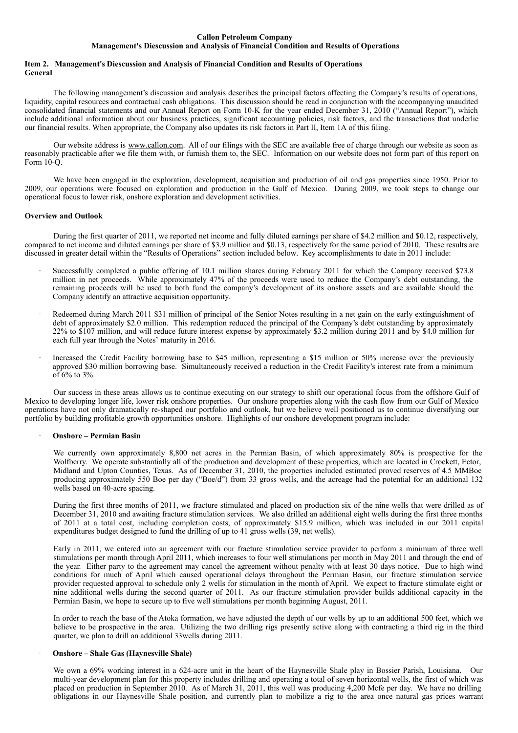**Callon Petroleum Company**
**Management's Diescussion and Analysis of Financial Condition and Results of Operations**

**Item 2. Management's Diescussion and Analysis of Financial Condition and Results of Operations**
**General**

The following management's discussion and analysis describes the principal factors affecting the Company's results of operations, liquidity, capital resources and contractual cash obligations. This discussion should be read in conjunction with the accompanying unaudited consolidated financial statements and our Annual Report on Form 10-K for the year ended December 31, 2010 ("Annual Report"), which include additional information about our business practices, significant accounting policies, risk factors, and the transactions that underlie our financial results. When appropriate, the Company also updates its risk factors in Part II, Item 1A of this filing.

Our website address is www.callon.com. All of our filings with the SEC are available free of charge through our website as soon as reasonably practicable after we file them with, or furnish them to, the SEC. Information on our website does not form part of this report on Form 10-Q.

We have been engaged in the exploration, development, acquisition and production of oil and gas properties since 1950. Prior to 2009, our operations were focused on exploration and production in the Gulf of Mexico. During 2009, we took steps to change our operational focus to lower risk, onshore exploration and development activities.

**Overview and Outlook**

During the first quarter of 2011, we reported net income and fully diluted earnings per share of $4.2 million and $0.12, respectively, compared to net income and diluted earnings per share of $3.9 million and $0.13, respectively for the same period of 2010. These results are discussed in greater detail within the "Results of Operations" section included below. Key accomplishments to date in 2011 include:

- Successfully completed a public offering of 10.1 million shares during February 2011 for which the Company received $73.8 million in net proceeds. While approximately 47% of the proceeds were used to reduce the Company's debt outstanding, the remaining proceeds will be used to both fund the company's development of its onshore assets and are available should the Company identify an attractive acquisition opportunity.
- Redeemed during March 2011 $31 million of principal of the Senior Notes resulting in a net gain on the early extinguishment of debt of approximately $2.0 million. This redemption reduced the principal of the Company's debt outstanding by approximately 22% to $107 million, and will reduce future interest expense by approximately $3.2 million during 2011 and by $4.0 million for each full year through the Notes' maturity in 2016.
- Increased the Credit Facility borrowing base to $45 million, representing a $15 million or 50% increase over the previously approved $30 million borrowing base. Simultaneously received a reduction in the Credit Facility's interest rate from a minimum of 6% to 3%.

Our success in these areas allows us to continue executing on our strategy to shift our operational focus from the offshore Gulf of Mexico to developing longer life, lower risk onshore properties. Our onshore properties along with the cash flow from our Gulf of Mexico operations have not only dramatically re-shaped our portfolio and outlook, but we believe well positioned us to continue diversifying our portfolio by building profitable growth opportunities onshore. Highlights of our onshore development program include:

- **Onshore – Permian Basin**

  We currently own approximately 8,800 net acres in the Permian Basin, of which approximately 80% is prospective for the Wolfberry. We operate substantially all of the production and development of these properties, which are located in Crockett, Ector, Midland and Upton Counties, Texas. As of December 31, 2010, the properties included estimated proved reserves of 4.5 MMBoe producing approximately 550 Boe per day ("Boe/d") from 33 gross wells, and the acreage had the potential for an additional 132 wells based on 40-acre spacing.

  During the first three months of 2011, we fracture stimulated and placed on production six of the nine wells that were drilled as of December 31, 2010 and awaiting fracture stimulation services. We also drilled an additional eight wells during the first three months of 2011 at a total cost, including completion costs, of approximately $15.9 million, which was included in our 2011 capital expenditures budget designed to fund the drilling of up to 41 gross wells (39, net wells).

  Early in 2011, we entered into an agreement with our fracture stimulation service provider to perform a minimum of three well stimulations per month through April 2011, which increases to four well stimulations per month in May 2011 and through the end of the year. Either party to the agreement may cancel the agreement without penalty with at least 30 days notice. Due to high wind conditions for much of April which caused operational delays throughout the Permian Basin, our fracture stimulation service provider requested approval to schedule only 2 wells for stimulation in the month of April. We expect to fracture stimulate eight or nine additional wells during the second quarter of 2011. As our fracture stimulation provider builds additional capacity in the Permian Basin, we hope to secure up to five well stimulations per month beginning August, 2011.

  In order to reach the base of the Atoka formation, we have adjusted the depth of our wells by up to an additional 500 feet, which we believe to be prospective in the area. Utilizing the two drilling rigs presently active along with contracting a third rig in the third quarter, we plan to drill an additional 33wells during 2011.

- **Onshore – Shale Gas (Haynesville Shale)**

  We own a 69% working interest in a 624-acre unit in the heart of the Haynesville Shale play in Bossier Parish, Louisiana. Our multi-year development plan for this property includes drilling and operating a total of seven horizontal wells, the first of which was placed on production in September 2010. As of March 31, 2011, this well was producing 4,200 Mcfe per day. We have no drilling obligations in our Haynesville Shale position, and currently plan to mobilize a rig to the area once natural gas prices warrant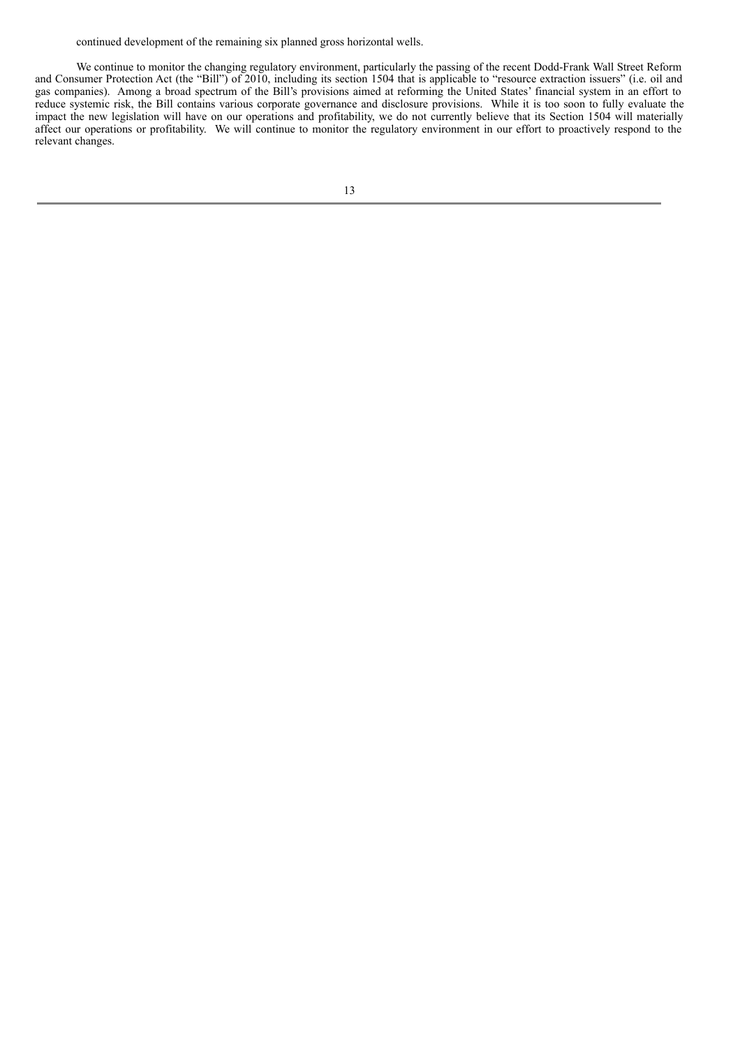continued development of the remaining six planned gross horizontal wells.

We continue to monitor the changing regulatory environment, particularly the passing of the recent Dodd-Frank Wall Street Reform and Consumer Protection Act (the "Bill") of 2010, including its section 1504 that is applicable to "resource extraction issuers" (i.e. oil and gas companies). Among a broad spectrum of the Bill's provisions aimed at reforming the United States' financial system in an effort to reduce systemic risk, the Bill contains various corporate governance and disclosure provisions. While it is too soon to fully evaluate the impact the new legislation will have on our operations and profitability, we do not currently believe that its Section 1504 will materially affect our operations or profitability. We will continue to monitor the regulatory environment in our effort to proactively respond to the relevant changes.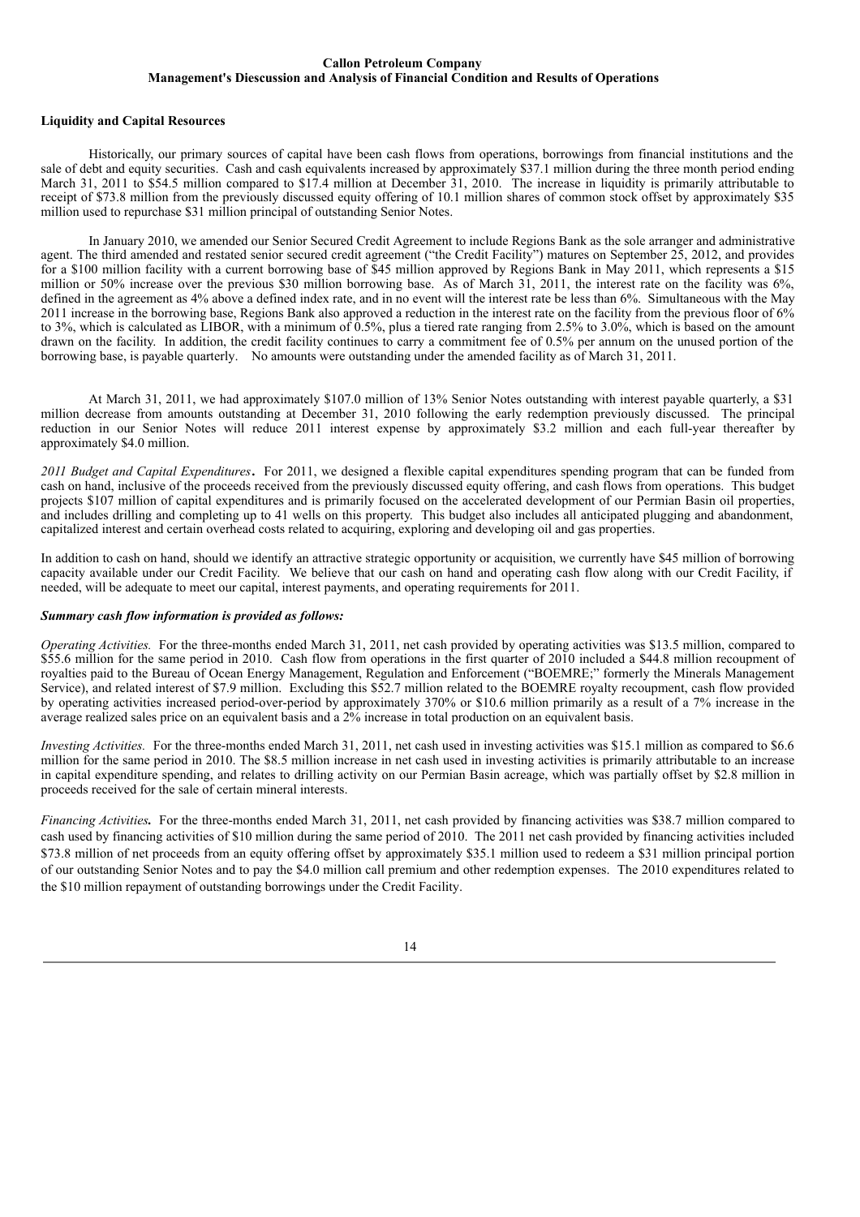**Callon Petroleum Company**
**Management's Diescussion and Analysis of Financial Condition and Results of Operations**

**Liquidity and Capital Resources**

Historically, our primary sources of capital have been cash flows from operations, borrowings from financial institutions and the sale of debt and equity securities. Cash and cash equivalents increased by approximately $37.1 million during the three month period ending March 31, 2011 to $54.5 million compared to $17.4 million at December 31, 2010. The increase in liquidity is primarily attributable to receipt of $73.8 million from the previously discussed equity offering of 10.1 million shares of common stock offset by approximately $35 million used to repurchase $31 million principal of outstanding Senior Notes.

In January 2010, we amended our Senior Secured Credit Agreement to include Regions Bank as the sole arranger and administrative agent. The third amended and restated senior secured credit agreement ("the Credit Facility") matures on September 25, 2012, and provides for a $100 million facility with a current borrowing base of $45 million approved by Regions Bank in May 2011, which represents a $15 million or 50% increase over the previous $30 million borrowing base. As of March 31, 2011, the interest rate on the facility was 6%, defined in the agreement as 4% above a defined index rate, and in no event will the interest rate be less than 6%. Simultaneous with the May 2011 increase in the borrowing base, Regions Bank also approved a reduction in the interest rate on the facility from the previous floor of 6% to 3%, which is calculated as LIBOR, with a minimum of 0.5%, plus a tiered rate ranging from 2.5% to 3.0%, which is based on the amount drawn on the facility. In addition, the credit facility continues to carry a commitment fee of 0.5% per annum on the unused portion of the borrowing base, is payable quarterly. No amounts were outstanding under the amended facility as of March 31, 2011.

At March 31, 2011, we had approximately $107.0 million of 13% Senior Notes outstanding with interest payable quarterly, a $31 million decrease from amounts outstanding at December 31, 2010 following the early redemption previously discussed. The principal reduction in our Senior Notes will reduce 2011 interest expense by approximately $3.2 million and each full-year thereafter by approximately $4.0 million.

*2011 Budget and Capital Expenditures***.** For 2011, we designed a flexible capital expenditures spending program that can be funded from cash on hand, inclusive of the proceeds received from the previously discussed equity offering, and cash flows from operations. This budget projects $107 million of capital expenditures and is primarily focused on the accelerated development of our Permian Basin oil properties, and includes drilling and completing up to 41 wells on this property. This budget also includes all anticipated plugging and abandonment, capitalized interest and certain overhead costs related to acquiring, exploring and developing oil and gas properties.

In addition to cash on hand, should we identify an attractive strategic opportunity or acquisition, we currently have $45 million of borrowing capacity available under our Credit Facility. We believe that our cash on hand and operating cash flow along with our Credit Facility, if needed, will be adequate to meet our capital, interest payments, and operating requirements for 2011.

***Summary cash flow information is provided as follows:***

*Operating Activities.* For the three-months ended March 31, 2011, net cash provided by operating activities was $13.5 million, compared to $55.6 million for the same period in 2010. Cash flow from operations in the first quarter of 2010 included a $44.8 million recoupment of royalties paid to the Bureau of Ocean Energy Management, Regulation and Enforcement ("BOEMRE;" formerly the Minerals Management Service), and related interest of $7.9 million. Excluding this $52.7 million related to the BOEMRE royalty recoupment, cash flow provided by operating activities increased period-over-period by approximately 370% or $10.6 million primarily as a result of a 7% increase in the average realized sales price on an equivalent basis and a 2% increase in total production on an equivalent basis.

*Investing Activities.* For the three-months ended March 31, 2011, net cash used in investing activities was $15.1 million as compared to $6.6 million for the same period in 2010. The $8.5 million increase in net cash used in investing activities is primarily attributable to an increase in capital expenditure spending, and relates to drilling activity on our Permian Basin acreage, which was partially offset by $2.8 million in proceeds received for the sale of certain mineral interests.

*Financing Activities***.** For the three-months ended March 31, 2011, net cash provided by financing activities was $38.7 million compared to cash used by financing activities of $10 million during the same period of 2010. The 2011 net cash provided by financing activities included $73.8 million of net proceeds from an equity offering offset by approximately $35.1 million used to redeem a $31 million principal portion of our outstanding Senior Notes and to pay the $4.0 million call premium and other redemption expenses. The 2010 expenditures related to the $10 million repayment of outstanding borrowings under the Credit Facility.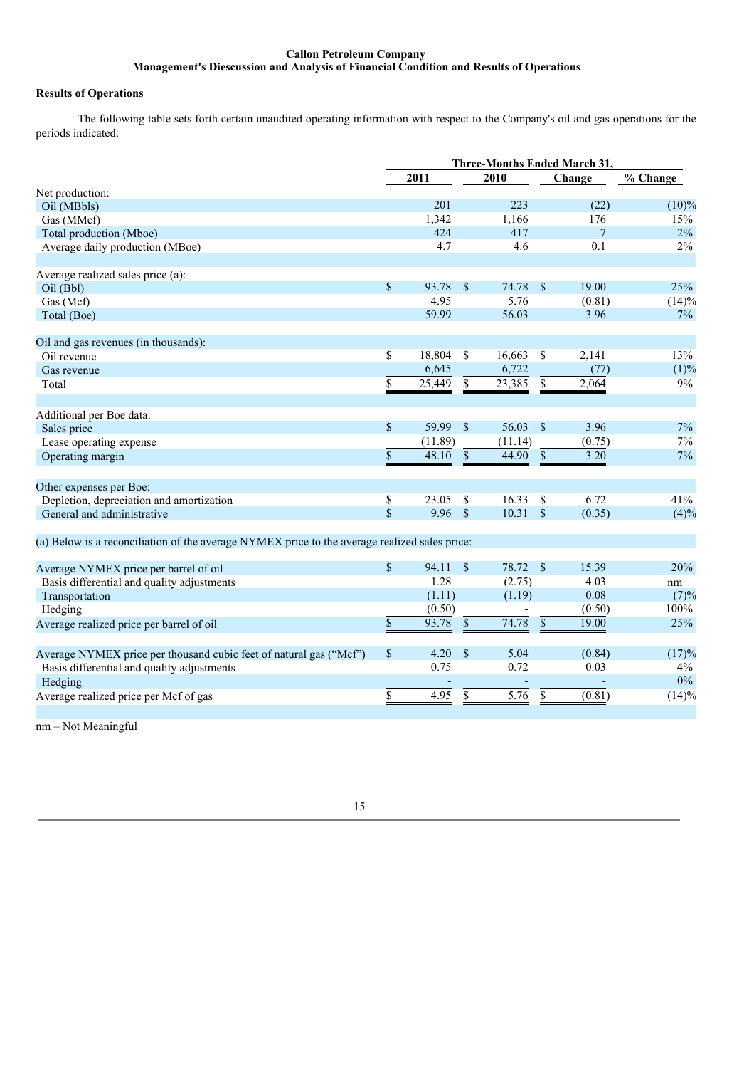**Callon Petroleum Company**
**Management's Diescussion and Analysis of Financial Condition and Results of Operations**

### Results of Operations

The following table sets forth certain unaudited operating information with respect to the Company's oil and gas operations for the periods indicated:

| | Three-Months Ended March 31, | | | |
|---|---|---|---|---|
| | 2011 | 2010 | Change | % Change |
| Net production: | | | | |
| Oil (MBbls) | 201 | 223 | (22) | (10)% |
| Gas (MMcf) | 1,342 | 1,166 | 176 | 15% |
| Total production (Mboe) | 424 | 417 | 7 | 2% |
| Average daily production (MBoe) | 4.7 | 4.6 | 0.1 | 2% |
| | | | | |
| Average realized sales price (a): | | | | |
| Oil (Bbl) | $ 93.78 | $ 74.78 | $ 19.00 | 25% |
| Gas (Mcf) | 4.95 | 5.76 | (0.81) | (14)% |
| Total (Boe) | 59.99 | 56.03 | 3.96 | 7% |
| | | | | |
| Oil and gas revenues (in thousands): | | | | |
| Oil revenue | $ 18,804 | $ 16,663 | $ 2,141 | 13% |
| Gas revenue | 6,645 | 6,722 | (77) | (1)% |
| Total | $ 25,449 | $ 23,385 | $ 2,064 | 9% |
| | | | | |
| Additional per Boe data: | | | | |
| Sales price | $ 59.99 | $ 56.03 | $ 3.96 | 7% |
| Lease operating expense | (11.89) | (11.14) | (0.75) | 7% |
| Operating margin | $ 48.10 | $ 44.90 | $ 3.20 | 7% |
| | | | | |
| Other expenses per Boe: | | | | |
| Depletion, depreciation and amortization | $ 23.05 | $ 16.33 | $ 6.72 | 41% |
| General and administrative | $ 9.96 | $ 10.31 | $ (0.35) | (4)% |

(a) Below is a reconciliation of the average NYMEX price to the average realized sales price:

| | 2011 | 2010 | Change | % Change |
|---|---|---|---|---|
| Average NYMEX price per barrel of oil | $ 94.11 | $ 78.72 | $ 15.39 | 20% |
| Basis differential and quality adjustments | 1.28 | (2.75) | 4.03 | nm |
| Transportation | (1.11) | (1.19) | 0.08 | (7)% |
| Hedging | (0.50) | - | (0.50) | 100% |
| Average realized price per barrel of oil | $ 93.78 | $ 74.78 | $ 19.00 | 25% |
| | | | | |
| Average NYMEX price per thousand cubic feet of natural gas ("Mcf") | $ 4.20 | $ 5.04 | (0.84) | (17)% |
| Basis differential and quality adjustments | 0.75 | 0.72 | 0.03 | 4% |
| Hedging | - | - | - | 0% |
| Average realized price per Mcf of gas | $ 4.95 | $ 5.76 | $ (0.81) | (14)% |

nm – Not Meaningful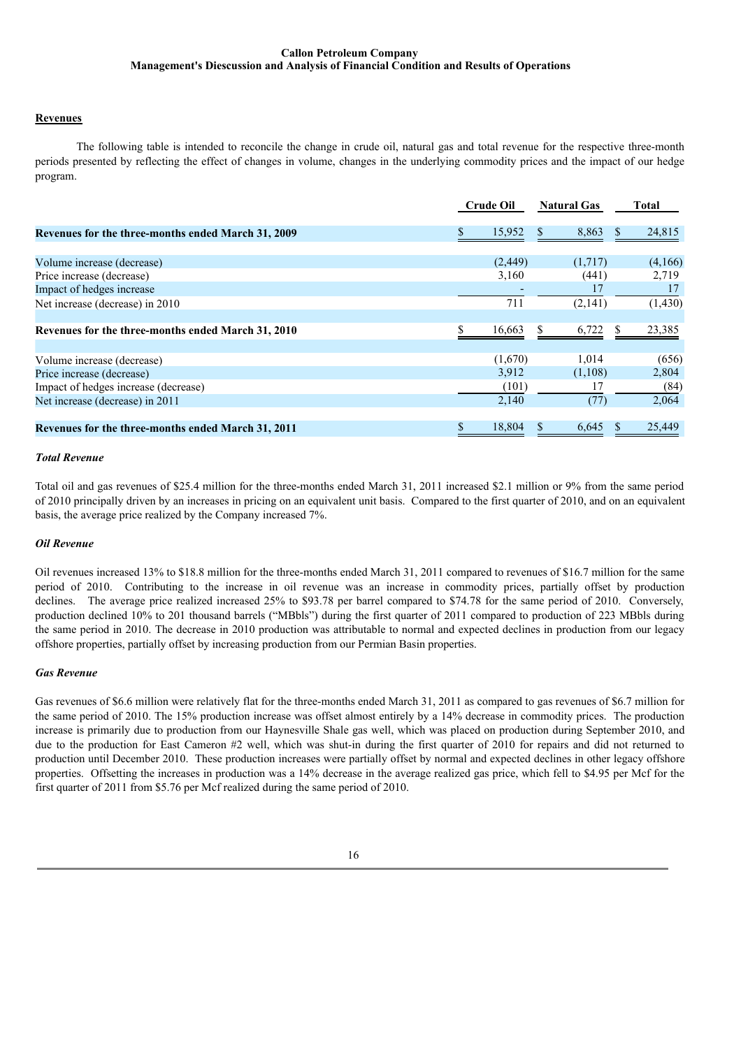## Revenues

The following table is intended to reconcile the change in crude oil, natural gas and total revenue for the respective three-month periods presented by reflecting the effect of changes in volume, changes in the underlying commodity prices and the impact of our hedge program.

| | Crude Oil | Natural Gas | Total |
|---|---|---|---|
| **Revenues for the three-months ended March 31, 2009** | $ 15,952 | $ 8,863 | $ 24,815 |
| Volume increase (decrease) | (2,449) | (1,717) | (4,166) |
| Price increase (decrease) | 3,160 | (441) | 2,719 |
| Impact of hedges increase | - | 17 | 17 |
| Net increase (decrease) in 2010 | 711 | (2,141) | (1,430) |
| **Revenues for the three-months ended March 31, 2010** | $ 16,663 | $ 6,722 | $ 23,385 |
| Volume increase (decrease) | (1,670) | 1,014 | (656) |
| Price increase (decrease) | 3,912 | (1,108) | 2,804 |
| Impact of hedges increase (decrease) | (101) | 17 | (84) |
| Net increase (decrease) in 2011 | 2,140 | (77) | 2,064 |
| **Revenues for the three-months ended March 31, 2011** | $ 18,804 | $ 6,645 | $ 25,449 |

### *Total Revenue*

Total oil and gas revenues of $25.4 million for the three-months ended March 31, 2011 increased $2.1 million or 9% from the same period of 2010 principally driven by an increases in pricing on an equivalent unit basis. Compared to the first quarter of 2010, and on an equivalent basis, the average price realized by the Company increased 7%.

### *Oil Revenue*

Oil revenues increased 13% to $18.8 million for the three-months ended March 31, 2011 compared to revenues of $16.7 million for the same period of 2010. Contributing to the increase in oil revenue was an increase in commodity prices, partially offset by production declines. The average price realized increased 25% to $93.78 per barrel compared to $74.78 for the same period of 2010. Conversely, production declined 10% to 201 thousand barrels ("MBbls") during the first quarter of 2011 compared to production of 223 MBbls during the same period in 2010. The decrease in 2010 production was attributable to normal and expected declines in production from our legacy offshore properties, partially offset by increasing production from our Permian Basin properties.

### *Gas Revenue*

Gas revenues of $6.6 million were relatively flat for the three-months ended March 31, 2011 as compared to gas revenues of $6.7 million for the same period of 2010. The 15% production increase was offset almost entirely by a 14% decrease in commodity prices. The production increase is primarily due to production from our Haynesville Shale gas well, which was placed on production during September 2010, and due to the production for East Cameron #2 well, which was shut-in during the first quarter of 2010 for repairs and did not returned to production until December 2010. These production increases were partially offset by normal and expected declines in other legacy offshore properties. Offsetting the increases in production was a 14% decrease in the average realized gas price, which fell to $4.95 per Mcf for the first quarter of 2011 from $5.76 per Mcf realized during the same period of 2010.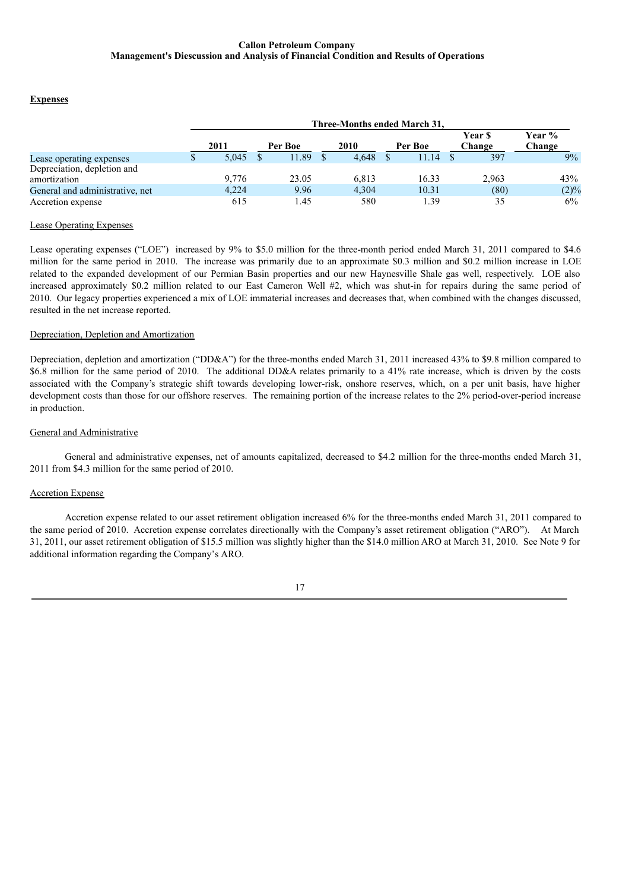**Callon Petroleum Company**
**Management's Diescussion and Analysis of Financial Condition and Results of Operations**

**Expenses**

| | Three-Months ended March 31, | | | | | |
|---|---|---|---|---|---|---|
| | 2011 | Per Boe | 2010 | Per Boe | Year $ Change | Year % Change |
| Lease operating expenses | $ 5,045 | $ 11.89 | $ 4,648 | $ 11.14 | $ 397 | 9% |
| Depreciation, depletion and amortization | 9,776 | 23.05 | 6,813 | 16.33 | 2,963 | 43% |
| General and administrative, net | 4,224 | 9.96 | 4,304 | 10.31 | (80) | (2)% |
| Accretion expense | 615 | 1.45 | 580 | 1.39 | 35 | 6% |

Lease Operating Expenses

Lease operating expenses ("LOE") increased by 9% to $5.0 million for the three-month period ended March 31, 2011 compared to $4.6 million for the same period in 2010. The increase was primarily due to an approximate $0.3 million and $0.2 million increase in LOE related to the expanded development of our Permian Basin properties and our new Haynesville Shale gas well, respectively. LOE also increased approximately $0.2 million related to our East Cameron Well #2, which was shut-in for repairs during the same period of 2010. Our legacy properties experienced a mix of LOE immaterial increases and decreases that, when combined with the changes discussed, resulted in the net increase reported.

Depreciation, Depletion and Amortization

Depreciation, depletion and amortization ("DD&A") for the three-months ended March 31, 2011 increased 43% to $9.8 million compared to $6.8 million for the same period of 2010. The additional DD&A relates primarily to a 41% rate increase, which is driven by the costs associated with the Company's strategic shift towards developing lower-risk, onshore reserves, which, on a per unit basis, have higher development costs than those for our offshore reserves. The remaining portion of the increase relates to the 2% period-over-period increase in production.

General and Administrative

General and administrative expenses, net of amounts capitalized, decreased to $4.2 million for the three-months ended March 31, 2011 from $4.3 million for the same period of 2010.

Accretion Expense

Accretion expense related to our asset retirement obligation increased 6% for the three-months ended March 31, 2011 compared to the same period of 2010. Accretion expense correlates directionally with the Company's asset retirement obligation ("ARO"). At March 31, 2011, our asset retirement obligation of $15.5 million was slightly higher than the $14.0 million ARO at March 31, 2010. See Note 9 for additional information regarding the Company's ARO.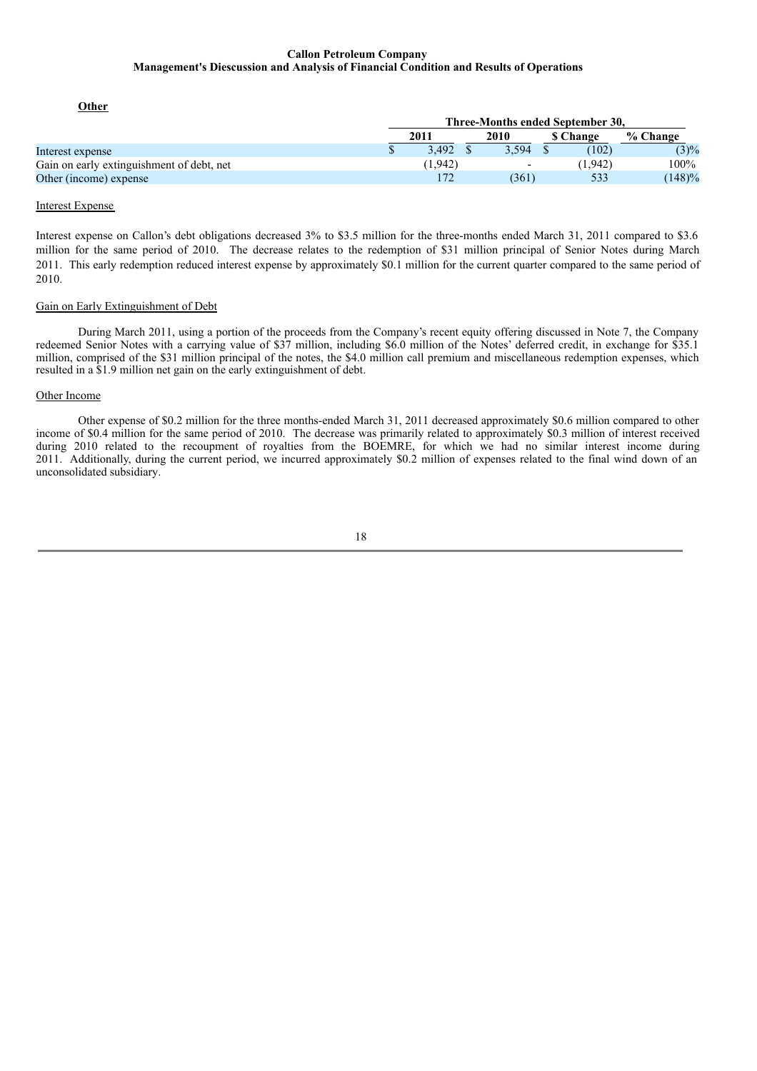**Other**

| | Three-Months ended September 30, | | | |
|---|---|---|---|---|
| | 2011 | 2010 | $ Change | % Change |
| Interest expense | $ 3,492 | $ 3,594 | $ (102) | (3)% |
| Gain on early extinguishment of debt, net | (1,942) | - | (1,942) | 100% |
| Other (income) expense | 172 | (361) | 533 | (148)% |

Interest Expense

Interest expense on Callon's debt obligations decreased 3% to $3.5 million for the three-months ended March 31, 2011 compared to $3.6 million for the same period of 2010. The decrease relates to the redemption of $31 million principal of Senior Notes during March 2011. This early redemption reduced interest expense by approximately $0.1 million for the current quarter compared to the same period of 2010.

Gain on Early Extinguishment of Debt

During March 2011, using a portion of the proceeds from the Company's recent equity offering discussed in Note 7, the Company redeemed Senior Notes with a carrying value of $37 million, including $6.0 million of the Notes' deferred credit, in exchange for $35.1 million, comprised of the $31 million principal of the notes, the $4.0 million call premium and miscellaneous redemption expenses, which resulted in a $1.9 million net gain on the early extinguishment of debt.

Other Income

Other expense of $0.2 million for the three months-ended March 31, 2011 decreased approximately $0.6 million compared to other income of $0.4 million for the same period of 2010. The decrease was primarily related to approximately $0.3 million of interest received during 2010 related to the recoupment of royalties from the BOEMRE, for which we had no similar interest income during 2011. Additionally, during the current period, we incurred approximately $0.2 million of expenses related to the final wind down of an unconsolidated subsidiary.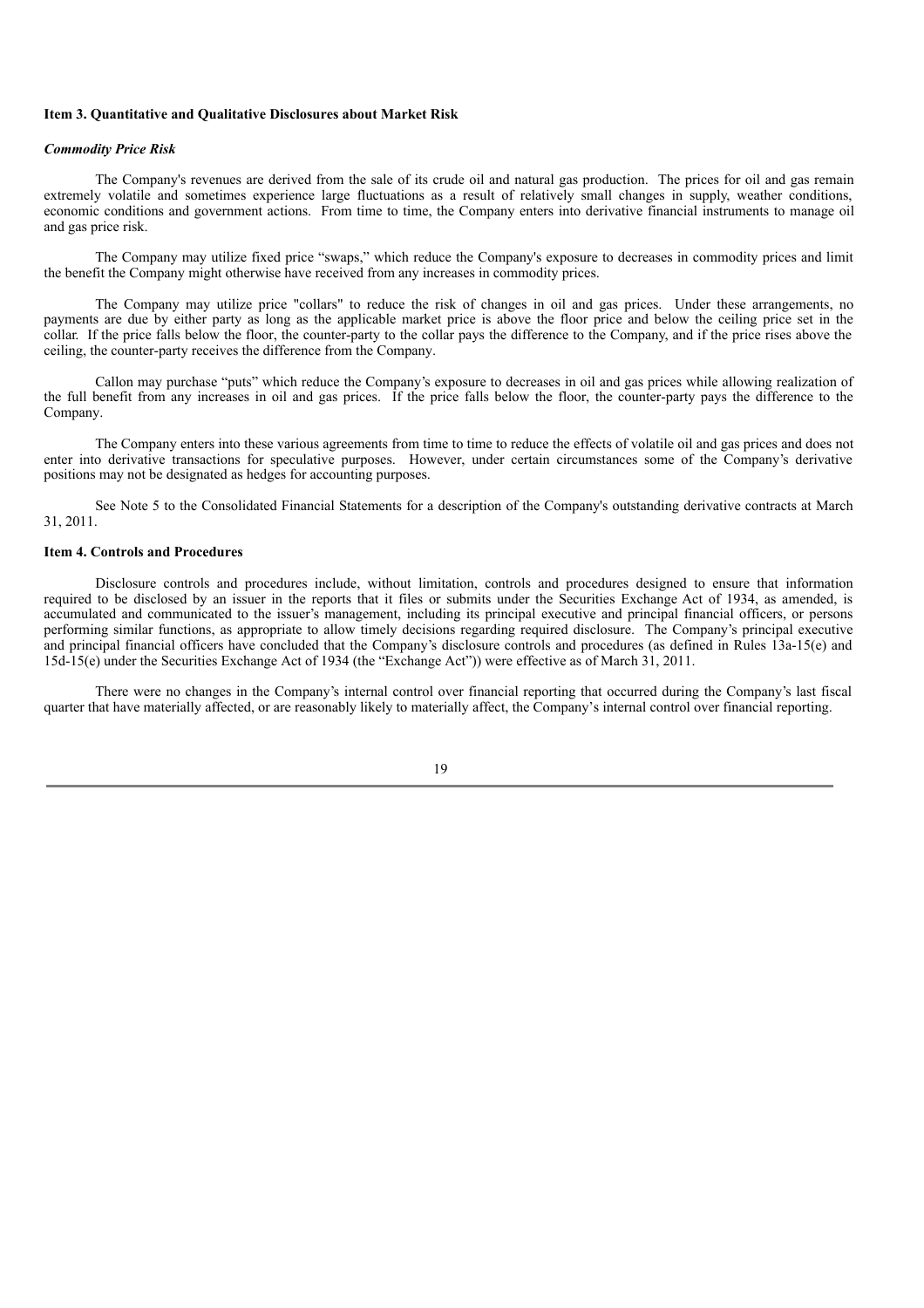### Item 3. Quantitative and Qualitative Disclosures about Market Risk

***Commodity Price Risk***

The Company's revenues are derived from the sale of its crude oil and natural gas production. The prices for oil and gas remain extremely volatile and sometimes experience large fluctuations as a result of relatively small changes in supply, weather conditions, economic conditions and government actions. From time to time, the Company enters into derivative financial instruments to manage oil and gas price risk.

The Company may utilize fixed price "swaps," which reduce the Company's exposure to decreases in commodity prices and limit the benefit the Company might otherwise have received from any increases in commodity prices.

The Company may utilize price "collars" to reduce the risk of changes in oil and gas prices. Under these arrangements, no payments are due by either party as long as the applicable market price is above the floor price and below the ceiling price set in the collar. If the price falls below the floor, the counter-party to the collar pays the difference to the Company, and if the price rises above the ceiling, the counter-party receives the difference from the Company.

Callon may purchase "puts" which reduce the Company's exposure to decreases in oil and gas prices while allowing realization of the full benefit from any increases in oil and gas prices. If the price falls below the floor, the counter-party pays the difference to the Company.

The Company enters into these various agreements from time to time to reduce the effects of volatile oil and gas prices and does not enter into derivative transactions for speculative purposes. However, under certain circumstances some of the Company's derivative positions may not be designated as hedges for accounting purposes.

See Note 5 to the Consolidated Financial Statements for a description of the Company's outstanding derivative contracts at March 31, 2011.

### Item 4. Controls and Procedures

Disclosure controls and procedures include, without limitation, controls and procedures designed to ensure that information required to be disclosed by an issuer in the reports that it files or submits under the Securities Exchange Act of 1934, as amended, is accumulated and communicated to the issuer's management, including its principal executive and principal financial officers, or persons performing similar functions, as appropriate to allow timely decisions regarding required disclosure. The Company's principal executive and principal financial officers have concluded that the Company's disclosure controls and procedures (as defined in Rules 13a-15(e) and 15d-15(e) under the Securities Exchange Act of 1934 (the "Exchange Act")) were effective as of March 31, 2011.

There were no changes in the Company's internal control over financial reporting that occurred during the Company's last fiscal quarter that have materially affected, or are reasonably likely to materially affect, the Company's internal control over financial reporting.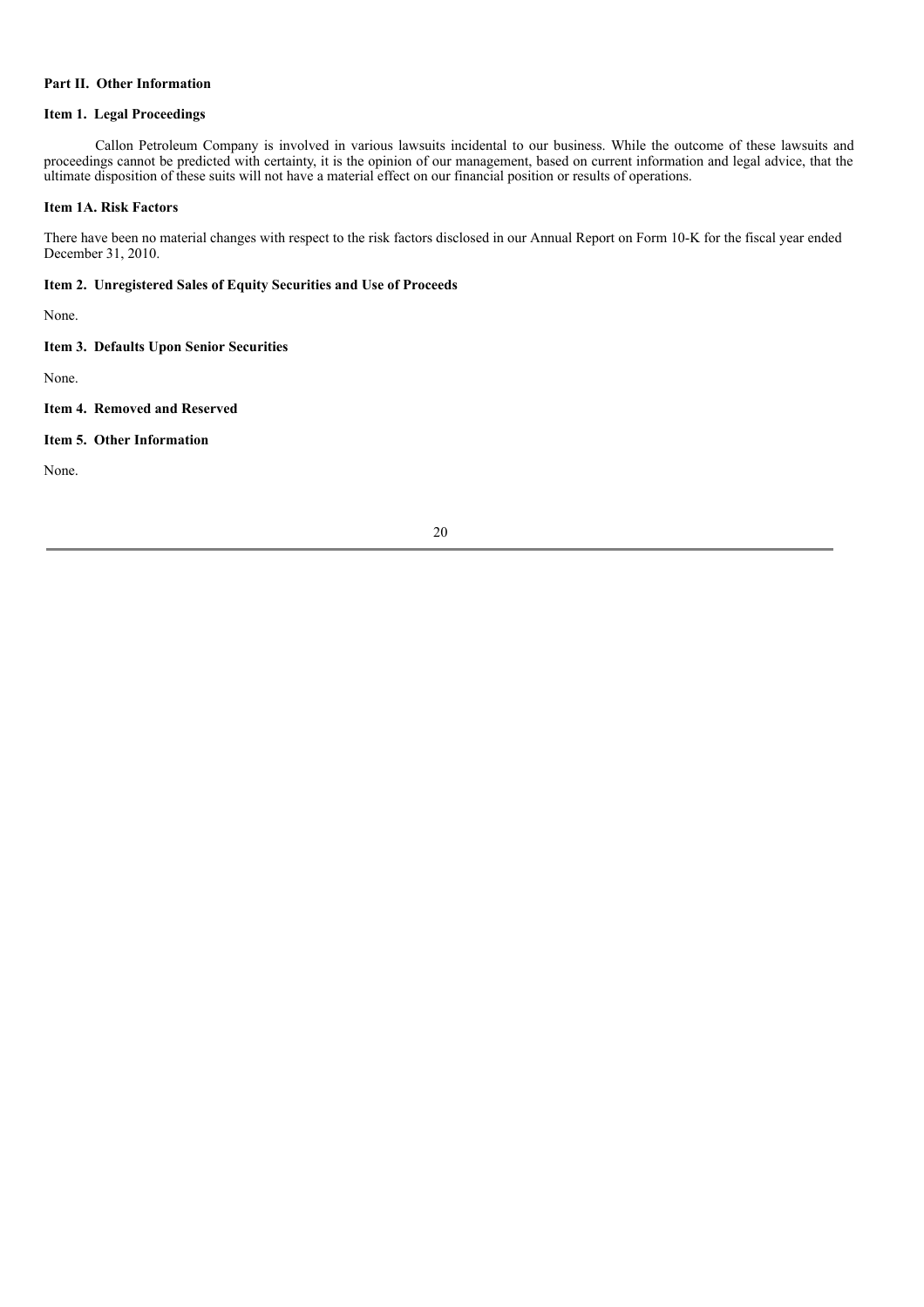## Part II. Other Information

### Item 1. Legal Proceedings

Callon Petroleum Company is involved in various lawsuits incidental to our business. While the outcome of these lawsuits and proceedings cannot be predicted with certainty, it is the opinion of our management, based on current information and legal advice, that the ultimate disposition of these suits will not have a material effect on our financial position or results of operations.

### Item 1A. Risk Factors

There have been no material changes with respect to the risk factors disclosed in our Annual Report on Form 10-K for the fiscal year ended December 31, 2010.

### Item 2. Unregistered Sales of Equity Securities and Use of Proceeds

None.

### Item 3. Defaults Upon Senior Securities

None.

### Item 4. Removed and Reserved

### Item 5. Other Information

None.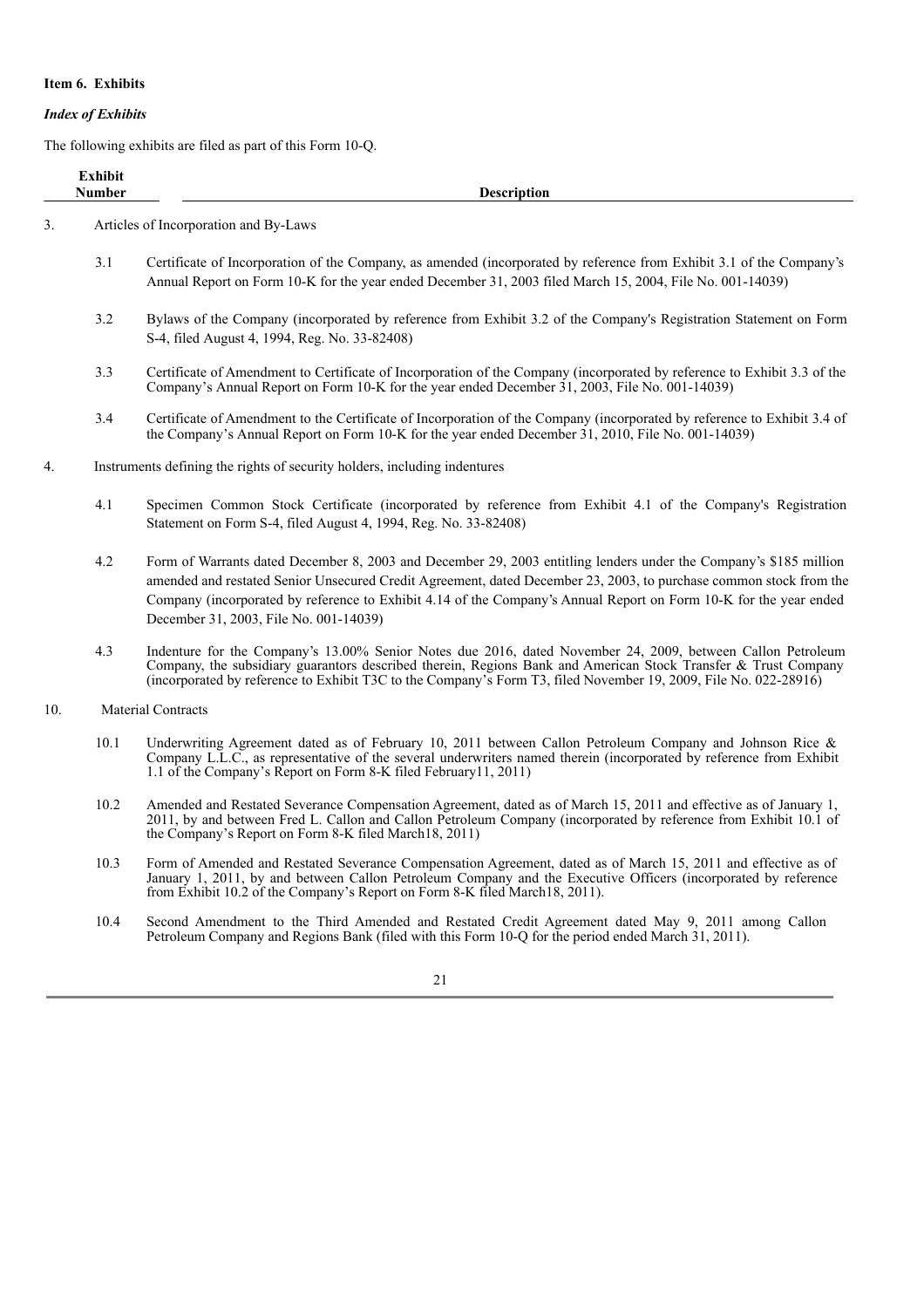**Item 6. Exhibits**

***Index of Exhibits***

The following exhibits are filed as part of this Form 10-Q.

| Exhibit Number | Description |
|---|---|
| 3. | Articles of Incorporation and By-Laws |
| 3.1 | Certificate of Incorporation of the Company, as amended (incorporated by reference from Exhibit 3.1 of the Company's Annual Report on Form 10-K for the year ended December 31, 2003 filed March 15, 2004, File No. 001-14039) |
| 3.2 | Bylaws of the Company (incorporated by reference from Exhibit 3.2 of the Company's Registration Statement on Form S-4, filed August 4, 1994, Reg. No. 33-82408) |
| 3.3 | Certificate of Amendment to Certificate of Incorporation of the Company (incorporated by reference to Exhibit 3.3 of the Company's Annual Report on Form 10-K for the year ended December 31, 2003, File No. 001-14039) |
| 3.4 | Certificate of Amendment to the Certificate of Incorporation of the Company (incorporated by reference to Exhibit 3.4 of the Company's Annual Report on Form 10-K for the year ended December 31, 2010, File No. 001-14039) |
| 4. | Instruments defining the rights of security holders, including indentures |
| 4.1 | Specimen Common Stock Certificate (incorporated by reference from Exhibit 4.1 of the Company's Registration Statement on Form S-4, filed August 4, 1994, Reg. No. 33-82408) |
| 4.2 | Form of Warrants dated December 8, 2003 and December 29, 2003 entitling lenders under the Company's $185 million amended and restated Senior Unsecured Credit Agreement, dated December 23, 2003, to purchase common stock from the Company (incorporated by reference to Exhibit 4.14 of the Company's Annual Report on Form 10-K for the year ended December 31, 2003, File No. 001-14039) |
| 4.3 | Indenture for the Company's 13.00% Senior Notes due 2016, dated November 24, 2009, between Callon Petroleum Company, the subsidiary guarantors described therein, Regions Bank and American Stock Transfer & Trust Company (incorporated by reference to Exhibit T3C to the Company's Form T3, filed November 19, 2009, File No. 022-28916) |
| 10. | Material Contracts |
| 10.1 | Underwriting Agreement dated as of February 10, 2011 between Callon Petroleum Company and Johnson Rice & Company L.L.C., as representative of the several underwriters named therein (incorporated by reference from Exhibit 1.1 of the Company's Report on Form 8-K filed February11, 2011) |
| 10.2 | Amended and Restated Severance Compensation Agreement, dated as of March 15, 2011 and effective as of January 1, 2011, by and between Fred L. Callon and Callon Petroleum Company (incorporated by reference from Exhibit 10.1 of the Company's Report on Form 8-K filed March18, 2011) |
| 10.3 | Form of Amended and Restated Severance Compensation Agreement, dated as of March 15, 2011 and effective as of January 1, 2011, by and between Callon Petroleum Company and the Executive Officers (incorporated by reference from Exhibit 10.2 of the Company's Report on Form 8-K filed March18, 2011). |
| 10.4 | Second Amendment to the Third Amended and Restated Credit Agreement dated May 9, 2011 among Callon Petroleum Company and Regions Bank (filed with this Form 10-Q for the period ended March 31, 2011). |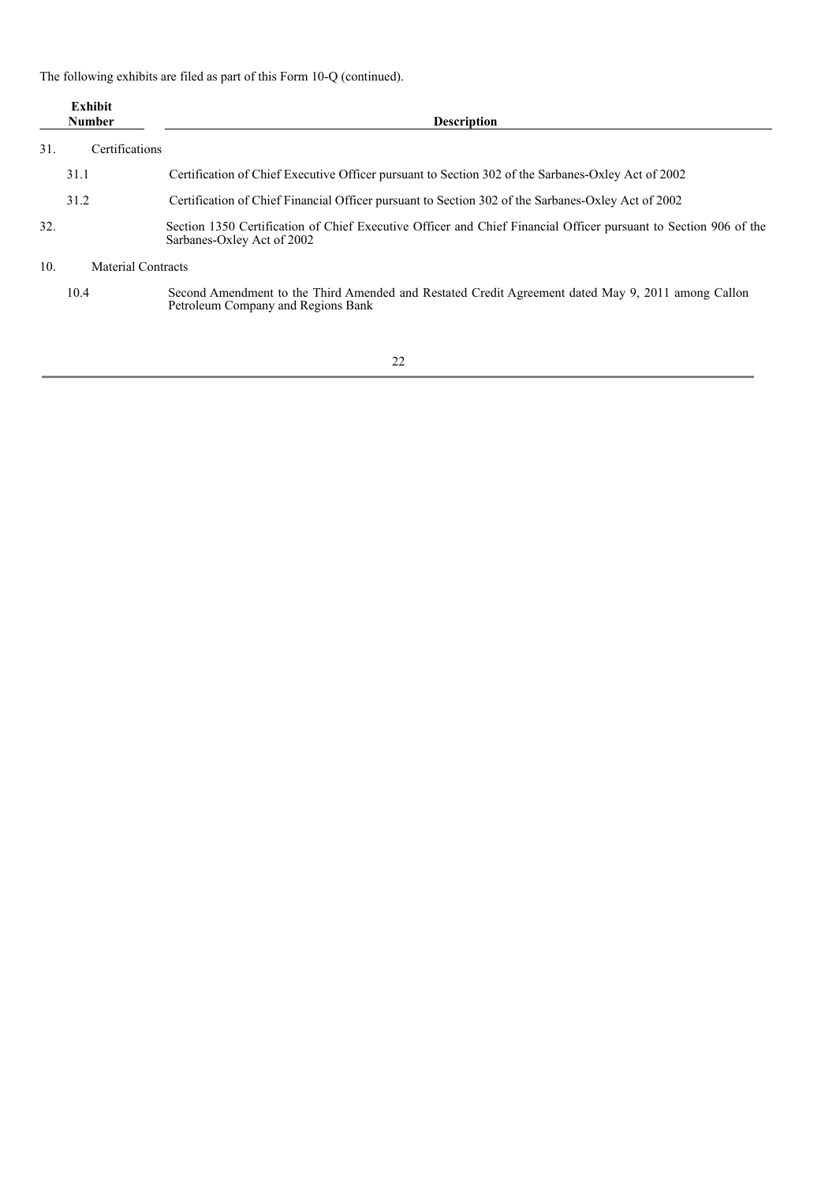The following exhibits are filed as part of this Form 10-Q (continued).

| Exhibit Number | Description |
|---|---|
| 31. Certifications | |
| 31.1 | Certification of Chief Executive Officer pursuant to Section 302 of the Sarbanes-Oxley Act of 2002 |
| 31.2 | Certification of Chief Financial Officer pursuant to Section 302 of the Sarbanes-Oxley Act of 2002 |
| 32. | Section 1350 Certification of Chief Executive Officer and Chief Financial Officer pursuant to Section 906 of the Sarbanes-Oxley Act of 2002 |
| 10. Material Contracts | |
| 10.4 | Second Amendment to the Third Amended and Restated Credit Agreement dated May 9, 2011 among Callon Petroleum Company and Regions Bank |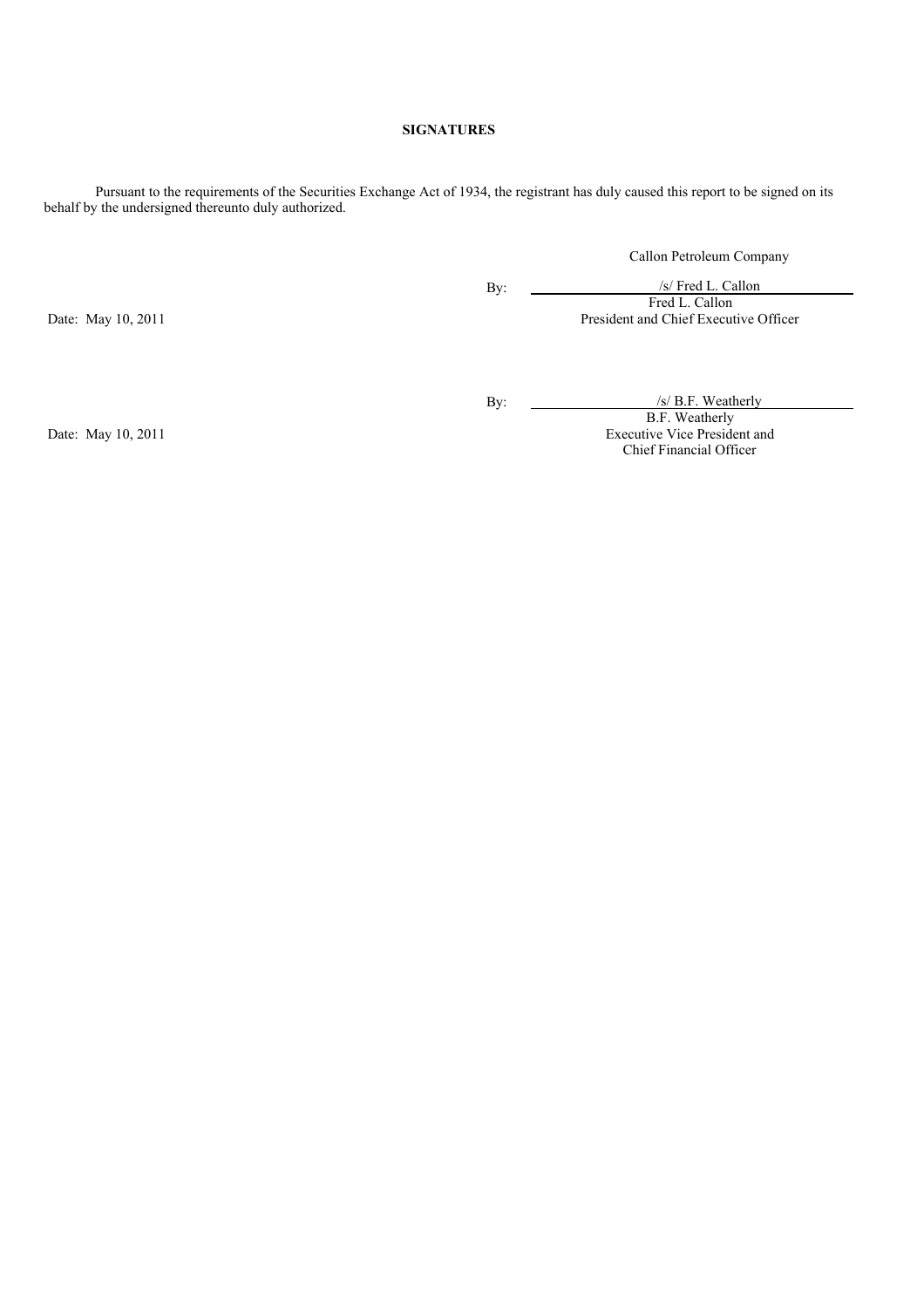**SIGNATURES**

Pursuant to the requirements of the Securities Exchange Act of 1934, the registrant has duly caused this report to be signed on its behalf by the undersigned thereunto duly authorized.

Callon Petroleum Company

| | | |
|---|---|---|
| | By: | /s/ Fred L. Callon |
| | | Fred L. Callon |
| Date: May 10, 2011 | | President and Chief Executive Officer |
| | | |
| | By: | /s/ B.F. Weatherly |
| | | B.F. Weatherly |
| Date: May 10, 2011 | | Executive Vice President and Chief Financial Officer |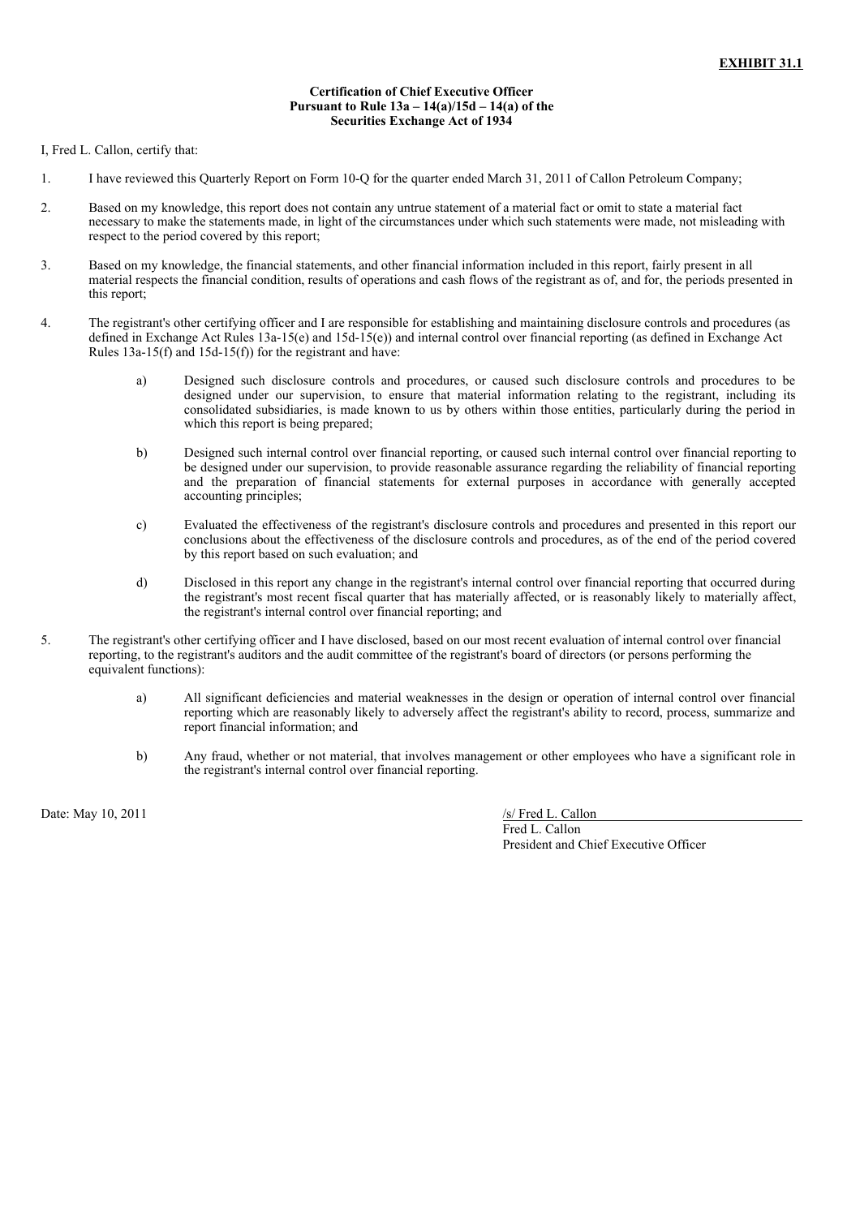**EXHIBIT 31.1**

**Certification of Chief Executive Officer**
**Pursuant to Rule 13a – 14(a)/15d – 14(a) of the**
**Securities Exchange Act of 1934**

I, Fred L. Callon, certify that:

1. I have reviewed this Quarterly Report on Form 10-Q for the quarter ended March 31, 2011 of Callon Petroleum Company;

2. Based on my knowledge, this report does not contain any untrue statement of a material fact or omit to state a material fact necessary to make the statements made, in light of the circumstances under which such statements were made, not misleading with respect to the period covered by this report;

3. Based on my knowledge, the financial statements, and other financial information included in this report, fairly present in all material respects the financial condition, results of operations and cash flows of the registrant as of, and for, the periods presented in this report;

4. The registrant's other certifying officer and I are responsible for establishing and maintaining disclosure controls and procedures (as defined in Exchange Act Rules 13a-15(e) and 15d-15(e)) and internal control over financial reporting (as defined in Exchange Act Rules 13a-15(f) and 15d-15(f)) for the registrant and have:

   a) Designed such disclosure controls and procedures, or caused such disclosure controls and procedures to be designed under our supervision, to ensure that material information relating to the registrant, including its consolidated subsidiaries, is made known to us by others within those entities, particularly during the period in which this report is being prepared;

   b) Designed such internal control over financial reporting, or caused such internal control over financial reporting to be designed under our supervision, to provide reasonable assurance regarding the reliability of financial reporting and the preparation of financial statements for external purposes in accordance with generally accepted accounting principles;

   c) Evaluated the effectiveness of the registrant's disclosure controls and procedures and presented in this report our conclusions about the effectiveness of the disclosure controls and procedures, as of the end of the period covered by this report based on such evaluation; and

   d) Disclosed in this report any change in the registrant's internal control over financial reporting that occurred during the registrant's most recent fiscal quarter that has materially affected, or is reasonably likely to materially affect, the registrant's internal control over financial reporting; and

5. The registrant's other certifying officer and I have disclosed, based on our most recent evaluation of internal control over financial reporting, to the registrant's auditors and the audit committee of the registrant's board of directors (or persons performing the equivalent functions):

   a) All significant deficiencies and material weaknesses in the design or operation of internal control over financial reporting which are reasonably likely to adversely affect the registrant's ability to record, process, summarize and report financial information; and

   b) Any fraud, whether or not material, that involves management or other employees who have a significant role in the registrant's internal control over financial reporting.

Date: May 10, 2011

/s/ Fred L. Callon
Fred L. Callon
President and Chief Executive Officer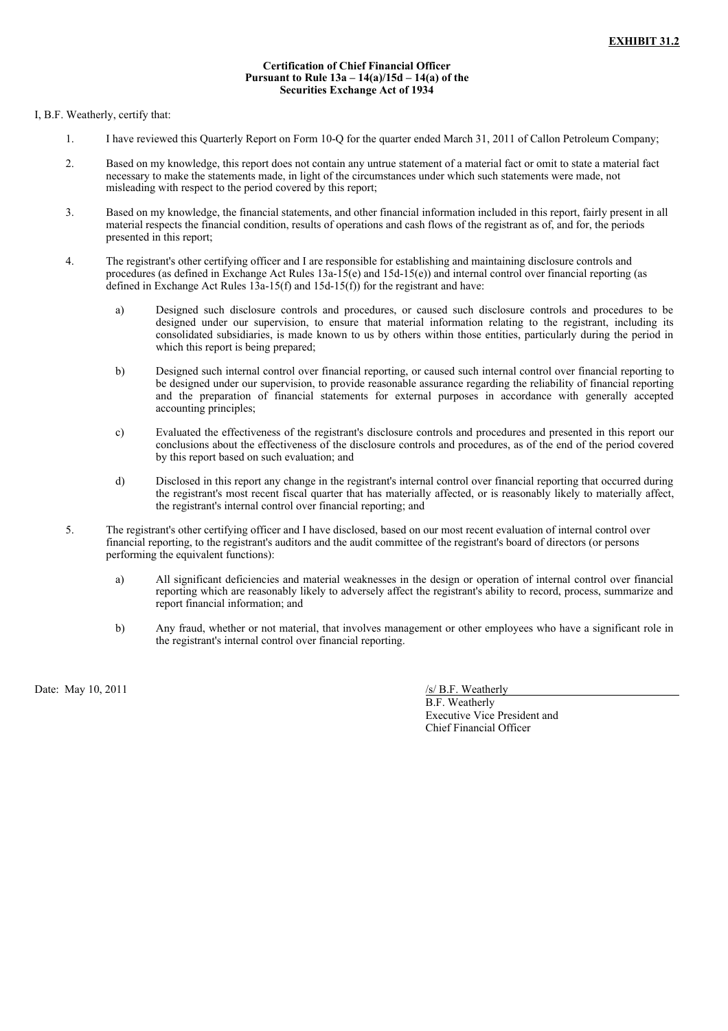**EXHIBIT 31.2**

**Certification of Chief Financial Officer**
**Pursuant to Rule 13a – 14(a)/15d – 14(a) of the**
**Securities Exchange Act of 1934**

I, B.F. Weatherly, certify that:

1. I have reviewed this Quarterly Report on Form 10-Q for the quarter ended March 31, 2011 of Callon Petroleum Company;

2. Based on my knowledge, this report does not contain any untrue statement of a material fact or omit to state a material fact necessary to make the statements made, in light of the circumstances under which such statements were made, not misleading with respect to the period covered by this report;

3. Based on my knowledge, the financial statements, and other financial information included in this report, fairly present in all material respects the financial condition, results of operations and cash flows of the registrant as of, and for, the periods presented in this report;

4. The registrant's other certifying officer and I are responsible for establishing and maintaining disclosure controls and procedures (as defined in Exchange Act Rules 13a-15(e) and 15d-15(e)) and internal control over financial reporting (as defined in Exchange Act Rules 13a-15(f) and 15d-15(f)) for the registrant and have:

   a) Designed such disclosure controls and procedures, or caused such disclosure controls and procedures to be designed under our supervision, to ensure that material information relating to the registrant, including its consolidated subsidiaries, is made known to us by others within those entities, particularly during the period in which this report is being prepared;

   b) Designed such internal control over financial reporting, or caused such internal control over financial reporting to be designed under our supervision, to provide reasonable assurance regarding the reliability of financial reporting and the preparation of financial statements for external purposes in accordance with generally accepted accounting principles;

   c) Evaluated the effectiveness of the registrant's disclosure controls and procedures and presented in this report our conclusions about the effectiveness of the disclosure controls and procedures, as of the end of the period covered by this report based on such evaluation; and

   d) Disclosed in this report any change in the registrant's internal control over financial reporting that occurred during the registrant's most recent fiscal quarter that has materially affected, or is reasonably likely to materially affect, the registrant's internal control over financial reporting; and

5. The registrant's other certifying officer and I have disclosed, based on our most recent evaluation of internal control over financial reporting, to the registrant's auditors and the audit committee of the registrant's board of directors (or persons performing the equivalent functions):

   a) All significant deficiencies and material weaknesses in the design or operation of internal control over financial reporting which are reasonably likely to adversely affect the registrant's ability to record, process, summarize and report financial information; and

   b) Any fraud, whether or not material, that involves management or other employees who have a significant role in the registrant's internal control over financial reporting.

Date: May 10, 2011

/s/ B.F. Weatherly
B.F. Weatherly
Executive Vice President and
Chief Financial Officer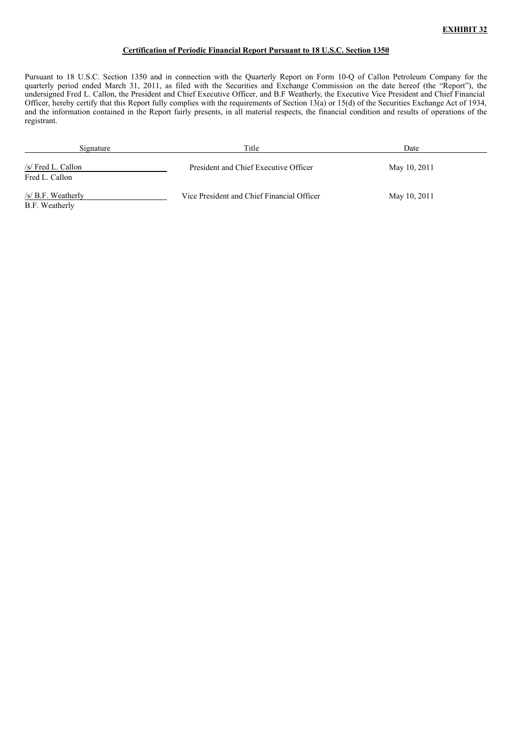**EXHIBIT 32**

**Certification of Periodic Financial Report Pursuant to 18 U.S.C. Section 1350**

Pursuant to 18 U.S.C. Section 1350 and in connection with the Quarterly Report on Form 10-Q of Callon Petroleum Company for the quarterly period ended March 31, 2011, as filed with the Securities and Exchange Commission on the date hereof (the "Report"), the undersigned Fred L. Callon, the President and Chief Executive Officer, and B.F Weatherly, the Executive Vice President and Chief Financial Officer, hereby certify that this Report fully complies with the requirements of Section 13(a) or 15(d) of the Securities Exchange Act of 1934, and the information contained in the Report fairly presents, in all material respects, the financial condition and results of operations of the registrant.

| Signature | Title | Date |
|---|---|---|
| /s/ Fred L. Callon<br>Fred L. Callon | President and Chief Executive Officer | May 10, 2011 |
| /s/ B.F. Weatherly<br>B.F. Weatherly | Vice President and Chief Financial Officer | May 10, 2011 |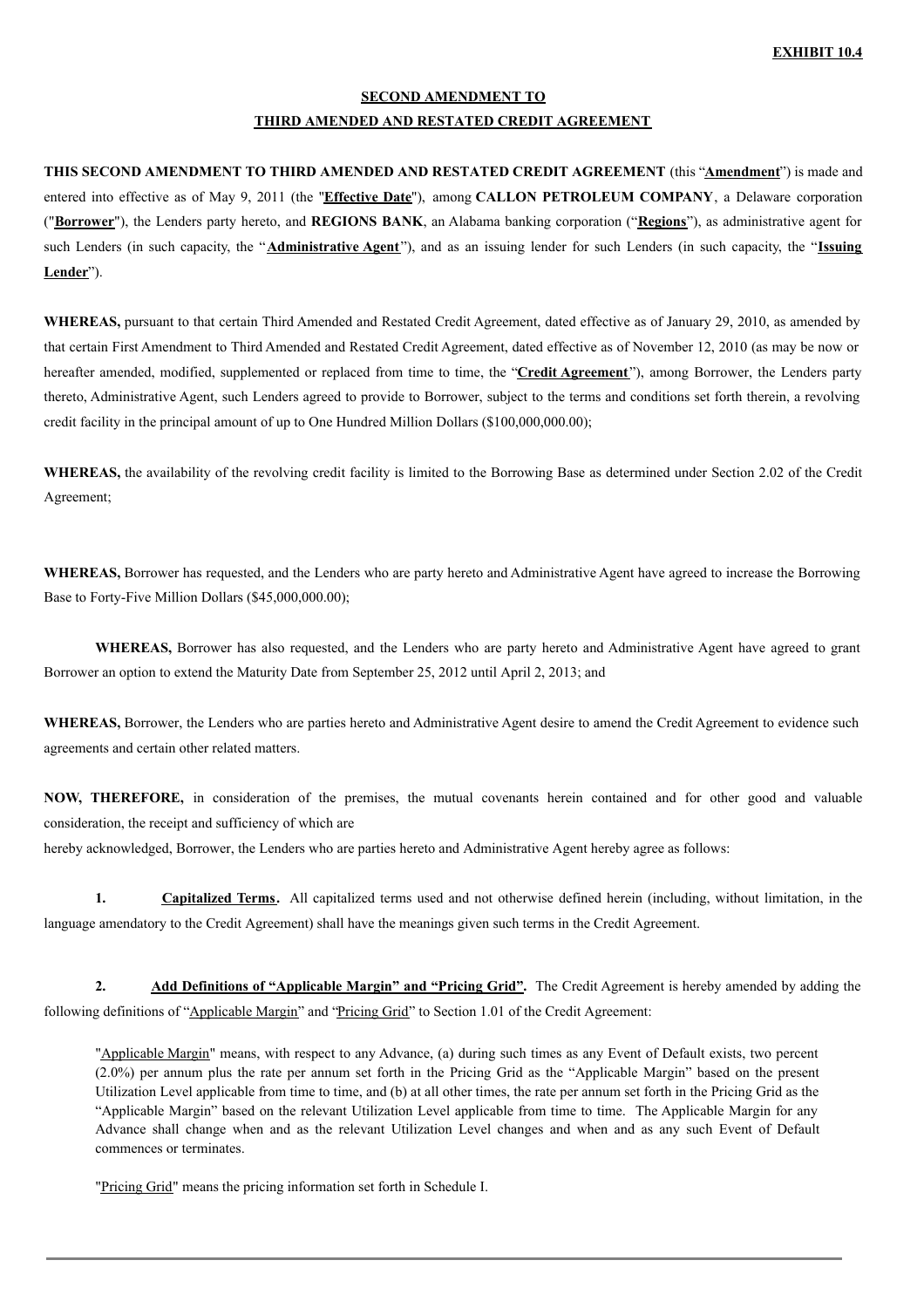**EXHIBIT 10.4**

**SECOND AMENDMENT TO**
**THIRD AMENDED AND RESTATED CREDIT AGREEMENT**

**THIS SECOND AMENDMENT TO THIRD AMENDED AND RESTATED CREDIT AGREEMENT** (this "**Amendment**") is made and entered into effective as of May 9, 2011 (the "**Effective Date**"), among **CALLON PETROLEUM COMPANY**, a Delaware corporation ("**Borrower**"), the Lenders party hereto, and **REGIONS BANK**, an Alabama banking corporation ("**Regions**"), as administrative agent for such Lenders (in such capacity, the "**Administrative Agent**"), and as an issuing lender for such Lenders (in such capacity, the "**Issuing Lender**").

**WHEREAS,** pursuant to that certain Third Amended and Restated Credit Agreement, dated effective as of January 29, 2010, as amended by that certain First Amendment to Third Amended and Restated Credit Agreement, dated effective as of November 12, 2010 (as may be now or hereafter amended, modified, supplemented or replaced from time to time, the "**Credit Agreement**"), among Borrower, the Lenders party thereto, Administrative Agent, such Lenders agreed to provide to Borrower, subject to the terms and conditions set forth therein, a revolving credit facility in the principal amount of up to One Hundred Million Dollars ($100,000,000.00);

**WHEREAS,** the availability of the revolving credit facility is limited to the Borrowing Base as determined under Section 2.02 of the Credit Agreement;

**WHEREAS,** Borrower has requested, and the Lenders who are party hereto and Administrative Agent have agreed to increase the Borrowing Base to Forty-Five Million Dollars ($45,000,000.00);

**WHEREAS,** Borrower has also requested, and the Lenders who are party hereto and Administrative Agent have agreed to grant Borrower an option to extend the Maturity Date from September 25, 2012 until April 2, 2013; and

**WHEREAS,** Borrower, the Lenders who are parties hereto and Administrative Agent desire to amend the Credit Agreement to evidence such agreements and certain other related matters.

**NOW, THEREFORE,** in consideration of the premises, the mutual covenants herein contained and for other good and valuable consideration, the receipt and sufficiency of which are hereby acknowledged, Borrower, the Lenders who are parties hereto and Administrative Agent hereby agree as follows:

**1. Capitalized Terms.** All capitalized terms used and not otherwise defined herein (including, without limitation, in the language amendatory to the Credit Agreement) shall have the meanings given such terms in the Credit Agreement.

**2. Add Definitions of "Applicable Margin" and "Pricing Grid".** The Credit Agreement is hereby amended by adding the following definitions of "Applicable Margin" and "Pricing Grid" to Section 1.01 of the Credit Agreement:

> "Applicable Margin" means, with respect to any Advance, (a) during such times as any Event of Default exists, two percent (2.0%) per annum plus the rate per annum set forth in the Pricing Grid as the "Applicable Margin" based on the present Utilization Level applicable from time to time, and (b) at all other times, the rate per annum set forth in the Pricing Grid as the "Applicable Margin" based on the relevant Utilization Level applicable from time to time. The Applicable Margin for any Advance shall change when and as the relevant Utilization Level changes and when and as any such Event of Default commences or terminates.
>
> "Pricing Grid" means the pricing information set forth in Schedule I.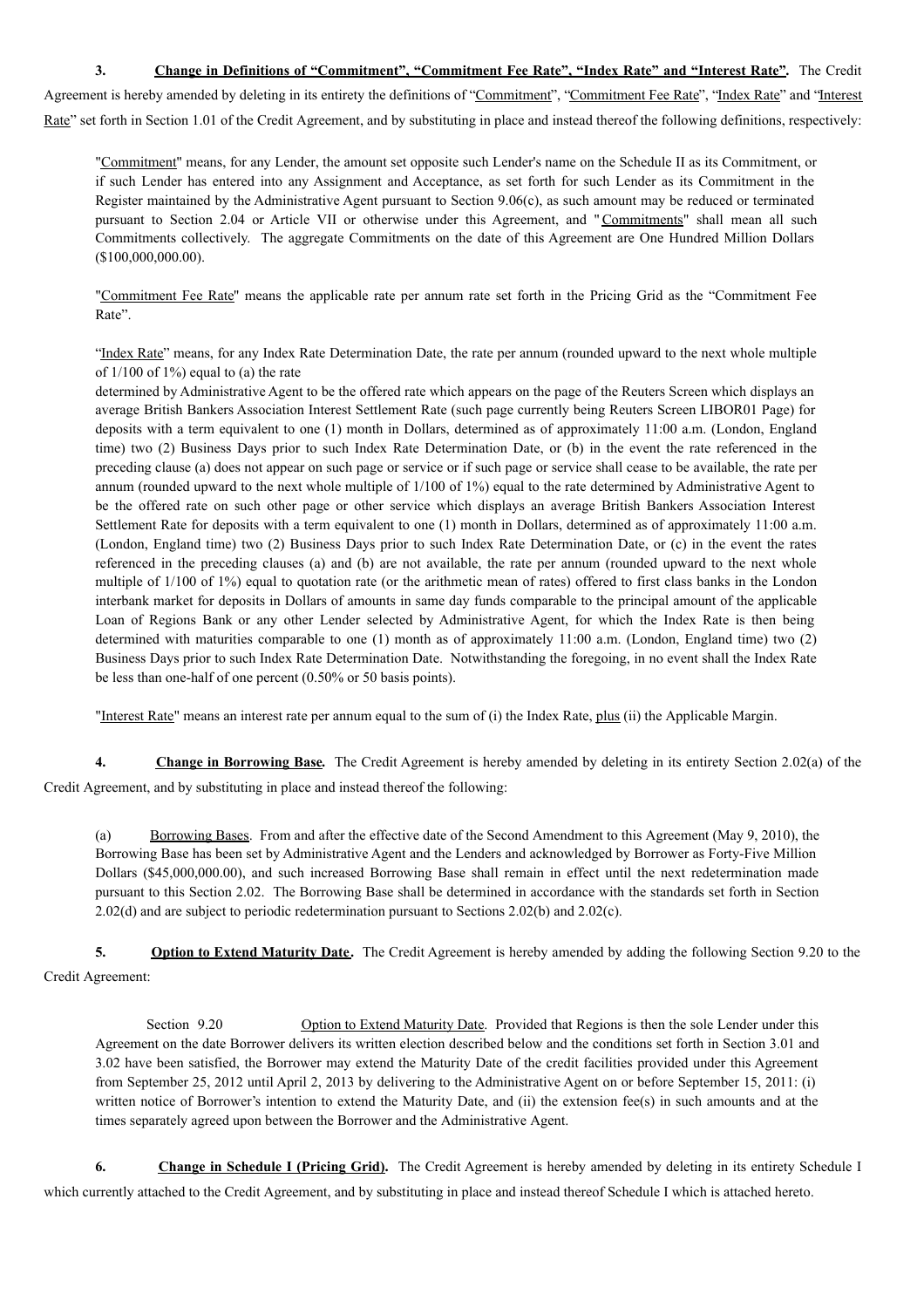**3. Change in Definitions of "Commitment", "Commitment Fee Rate", "Index Rate" and "Interest Rate".** The Credit Agreement is hereby amended by deleting in its entirety the definitions of "Commitment", "Commitment Fee Rate", "Index Rate" and "Interest Rate" set forth in Section 1.01 of the Credit Agreement, and by substituting in place and instead thereof the following definitions, respectively:

> "Commitment" means, for any Lender, the amount set opposite such Lender's name on the Schedule II as its Commitment, or if such Lender has entered into any Assignment and Acceptance, as set forth for such Lender as its Commitment in the Register maintained by the Administrative Agent pursuant to Section 9.06(c), as such amount may be reduced or terminated pursuant to Section 2.04 or Article VII or otherwise under this Agreement, and "Commitments" shall mean all such Commitments collectively. The aggregate Commitments on the date of this Agreement are One Hundred Million Dollars ($100,000,000.00).
>
> "Commitment Fee Rate" means the applicable rate per annum rate set forth in the Pricing Grid as the "Commitment Fee Rate".
>
> "Index Rate" means, for any Index Rate Determination Date, the rate per annum (rounded upward to the next whole multiple of 1/100 of 1%) equal to (a) the rate determined by Administrative Agent to be the offered rate which appears on the page of the Reuters Screen which displays an average British Bankers Association Interest Settlement Rate (such page currently being Reuters Screen LIBOR01 Page) for deposits with a term equivalent to one (1) month in Dollars, determined as of approximately 11:00 a.m. (London, England time) two (2) Business Days prior to such Index Rate Determination Date, or (b) in the event the rate referenced in the preceding clause (a) does not appear on such page or service or if such page or service shall cease to be available, the rate per annum (rounded upward to the next whole multiple of 1/100 of 1%) equal to the rate determined by Administrative Agent to be the offered rate on such other page or other service which displays an average British Bankers Association Interest Settlement Rate for deposits with a term equivalent to one (1) month in Dollars, determined as of approximately 11:00 a.m. (London, England time) two (2) Business Days prior to such Index Rate Determination Date, or (c) in the event the rates referenced in the preceding clauses (a) and (b) are not available, the rate per annum (rounded upward to the next whole multiple of 1/100 of 1%) equal to quotation rate (or the arithmetic mean of rates) offered to first class banks in the London interbank market for deposits in Dollars of amounts in same day funds comparable to the principal amount of the applicable Loan of Regions Bank or any other Lender selected by Administrative Agent, for which the Index Rate is then being determined with maturities comparable to one (1) month as of approximately 11:00 a.m. (London, England time) two (2) Business Days prior to such Index Rate Determination Date. Notwithstanding the foregoing, in no event shall the Index Rate be less than one-half of one percent (0.50% or 50 basis points).
>
> "Interest Rate" means an interest rate per annum equal to the sum of (i) the Index Rate, plus (ii) the Applicable Margin.

**4. Change in Borrowing Base.** The Credit Agreement is hereby amended by deleting in its entirety Section 2.02(a) of the Credit Agreement, and by substituting in place and instead thereof the following:

> (a) Borrowing Bases. From and after the effective date of the Second Amendment to this Agreement (May 9, 2010), the Borrowing Base has been set by Administrative Agent and the Lenders and acknowledged by Borrower as Forty-Five Million Dollars ($45,000,000.00), and such increased Borrowing Base shall remain in effect until the next redetermination made pursuant to this Section 2.02. The Borrowing Base shall be determined in accordance with the standards set forth in Section 2.02(d) and are subject to periodic redetermination pursuant to Sections 2.02(b) and 2.02(c).

**5. Option to Extend Maturity Date.** The Credit Agreement is hereby amended by adding the following Section 9.20 to the Credit Agreement:

> Section 9.20 Option to Extend Maturity Date. Provided that Regions is then the sole Lender under this Agreement on the date Borrower delivers its written election described below and the conditions set forth in Section 3.01 and 3.02 have been satisfied, the Borrower may extend the Maturity Date of the credit facilities provided under this Agreement from September 25, 2012 until April 2, 2013 by delivering to the Administrative Agent on or before September 15, 2011: (i) written notice of Borrower's intention to extend the Maturity Date, and (ii) the extension fee(s) in such amounts and at the times separately agreed upon between the Borrower and the Administrative Agent.

**6. Change in Schedule I (Pricing Grid).** The Credit Agreement is hereby amended by deleting in its entirety Schedule I which currently attached to the Credit Agreement, and by substituting in place and instead thereof Schedule I which is attached hereto.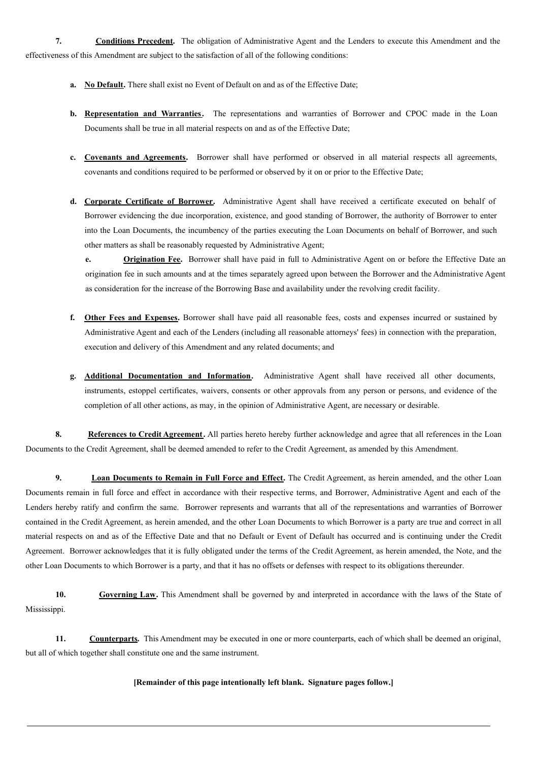**7.** **Conditions Precedent.** The obligation of Administrative Agent and the Lenders to execute this Amendment and the effectiveness of this Amendment are subject to the satisfaction of all of the following conditions:

**a.** **No Default.** There shall exist no Event of Default on and as of the Effective Date;

**b.** **Representation and Warranties.** The representations and warranties of Borrower and CPOC made in the Loan Documents shall be true in all material respects on and as of the Effective Date;

**c.** **Covenants and Agreements.** Borrower shall have performed or observed in all material respects all agreements, covenants and conditions required to be performed or observed by it on or prior to the Effective Date;

**d.** **Corporate Certificate of Borrower.** Administrative Agent shall have received a certificate executed on behalf of Borrower evidencing the due incorporation, existence, and good standing of Borrower, the authority of Borrower to enter into the Loan Documents, the incumbency of the parties executing the Loan Documents on behalf of Borrower, and such other matters as shall be reasonably requested by Administrative Agent;

**e.** **Origination Fee.** Borrower shall have paid in full to Administrative Agent on or before the Effective Date an origination fee in such amounts and at the times separately agreed upon between the Borrower and the Administrative Agent as consideration for the increase of the Borrowing Base and availability under the revolving credit facility.

**f.** **Other Fees and Expenses.** Borrower shall have paid all reasonable fees, costs and expenses incurred or sustained by Administrative Agent and each of the Lenders (including all reasonable attorneys' fees) in connection with the preparation, execution and delivery of this Amendment and any related documents; and

**g.** **Additional Documentation and Information.** Administrative Agent shall have received all other documents, instruments, estoppel certificates, waivers, consents or other approvals from any person or persons, and evidence of the completion of all other actions, as may, in the opinion of Administrative Agent, are necessary or desirable.

**8.** **References to Credit Agreement.** All parties hereto hereby further acknowledge and agree that all references in the Loan Documents to the Credit Agreement, shall be deemed amended to refer to the Credit Agreement, as amended by this Amendment.

**9.** **Loan Documents to Remain in Full Force and Effect.** The Credit Agreement, as herein amended, and the other Loan Documents remain in full force and effect in accordance with their respective terms, and Borrower, Administrative Agent and each of the Lenders hereby ratify and confirm the same. Borrower represents and warrants that all of the representations and warranties of Borrower contained in the Credit Agreement, as herein amended, and the other Loan Documents to which Borrower is a party are true and correct in all material respects on and as of the Effective Date and that no Default or Event of Default has occurred and is continuing under the Credit Agreement. Borrower acknowledges that it is fully obligated under the terms of the Credit Agreement, as herein amended, the Note, and the other Loan Documents to which Borrower is a party, and that it has no offsets or defenses with respect to its obligations thereunder.

**10.** **Governing Law.** This Amendment shall be governed by and interpreted in accordance with the laws of the State of Mississippi.

**11.** **Counterparts.** This Amendment may be executed in one or more counterparts, each of which shall be deemed an original, but all of which together shall constitute one and the same instrument.

**[Remainder of this page intentionally left blank. Signature pages follow.]**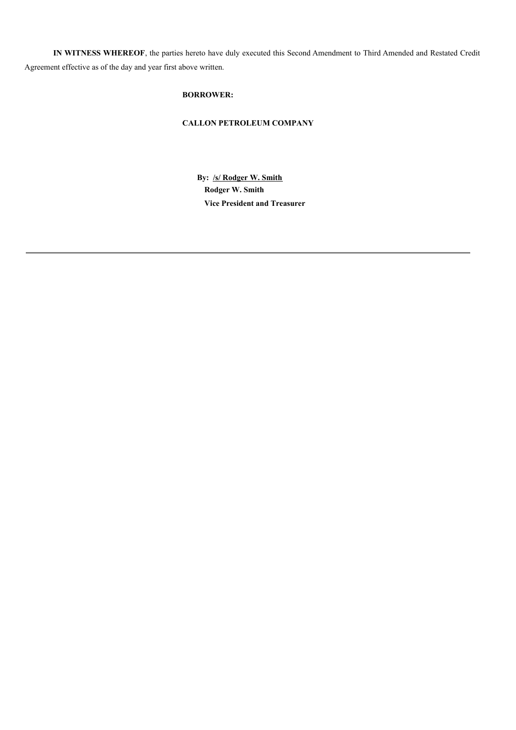**IN WITNESS WHEREOF**, the parties hereto have duly executed this Second Amendment to Third Amended and Restated Credit Agreement effective as of the day and year first above written.

**BORROWER:**

**CALLON PETROLEUM COMPANY**

**By: /s/ Rodger W. Smith**
**Rodger W. Smith**
**Vice President and Treasurer**

---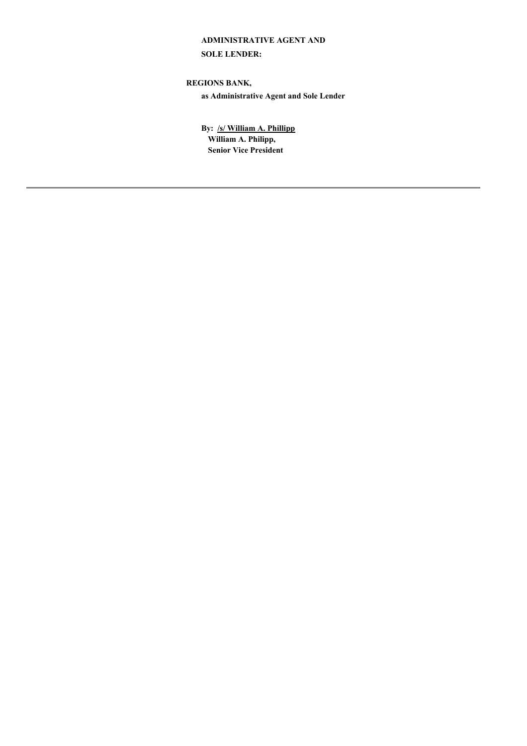**ADMINISTRATIVE AGENT AND**

**SOLE LENDER:**

**REGIONS BANK,**

**as Administrative Agent and Sole Lender**

**By: /s/ William A. Phillipp**

**William A. Philipp,**

**Senior Vice President**

---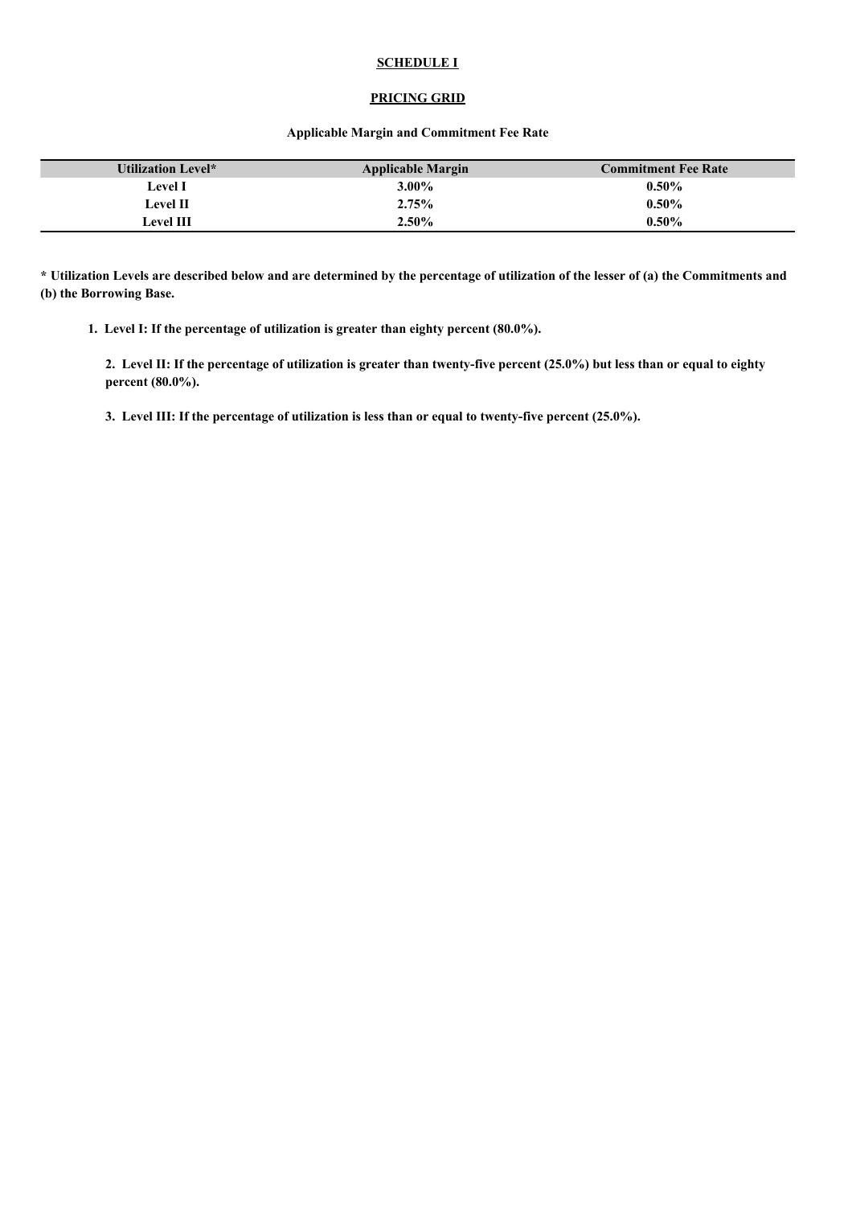# SCHEDULE I

## PRICING GRID

### Applicable Margin and Commitment Fee Rate

| Utilization Level* | Applicable Margin | Commitment Fee Rate |
|---|---|---|
| **Level I** | **3.00%** | **0.50%** |
| **Level II** | **2.75%** | **0.50%** |
| **Level III** | **2.50%** | **0.50%** |

**\* Utilization Levels are described below and are determined by the percentage of utilization of the lesser of (a) the Commitments and (b) the Borrowing Base.**

1. **Level I: If the percentage of utilization is greater than eighty percent (80.0%).**
2. **Level II: If the percentage of utilization is greater than twenty-five percent (25.0%) but less than or equal to eighty percent (80.0%).**
3. **Level III: If the percentage of utilization is less than or equal to twenty-five percent (25.0%).**